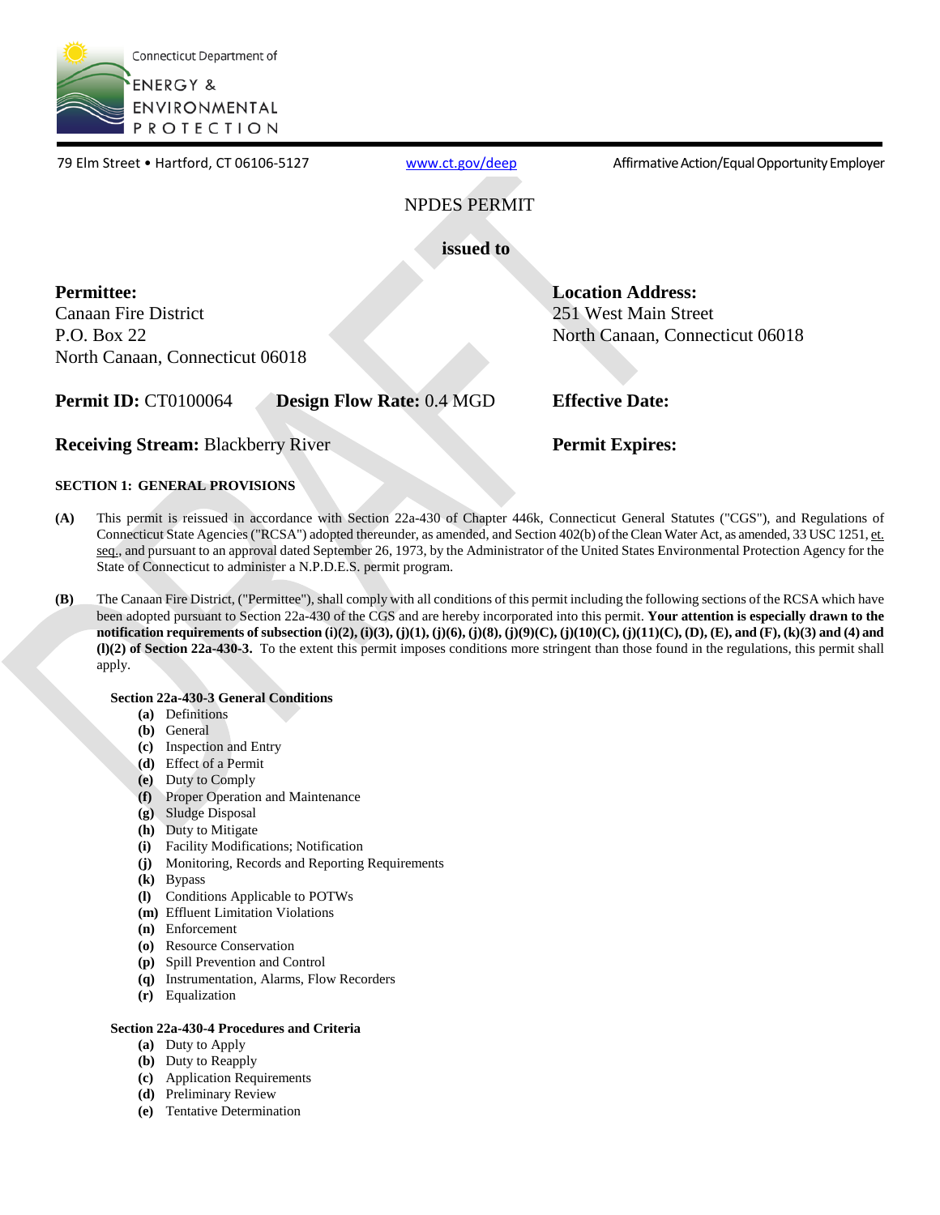Connecticut Department of
ENERGY &
ENVIRONMENTAL
PROTECTION

79 Elm Street • Hartford, CT 06106-5127 | www.ct.gov/deep | Affirmative Action/Equal Opportunity Employer

# NPDES PERMIT

**issued to**

**Permittee:**
Canaan Fire District
P.O. Box 22
North Canaan, Connecticut 06018

**Location Address:**
251 West Main Street
North Canaan, Connecticut 06018

**Permit ID:** CT0100064 **Design Flow Rate:** 0.4 MGD **Effective Date:**

**Receiving Stream:** Blackberry River **Permit Expires:**

## SECTION 1: GENERAL PROVISIONS

**(A)** This permit is reissued in accordance with Section 22a-430 of Chapter 446k, Connecticut General Statutes ("CGS"), and Regulations of Connecticut State Agencies ("RCSA") adopted thereunder, as amended, and Section 402(b) of the Clean Water Act, as amended, 33 USC 1251, et. seq., and pursuant to an approval dated September 26, 1973, by the Administrator of the United States Environmental Protection Agency for the State of Connecticut to administer a N.P.D.E.S. permit program.

**(B)** The Canaan Fire District, ("Permittee"), shall comply with all conditions of this permit including the following sections of the RCSA which have been adopted pursuant to Section 22a-430 of the CGS and are hereby incorporated into this permit. **Your attention is especially drawn to the notification requirements of subsection (i)(2), (i)(3), (j)(1), (j)(6), (j)(8), (j)(9)(C), (j)(10)(C), (j)(11)(C), (D), (E), and (F), (k)(3) and (4) and (l)(2) of Section 22a-430-3.** To the extent this permit imposes conditions more stringent than those found in the regulations, this permit shall apply.

**Section 22a-430-3 General Conditions**

- **(a)** Definitions
- **(b)** General
- **(c)** Inspection and Entry
- **(d)** Effect of a Permit
- **(e)** Duty to Comply
- **(f)** Proper Operation and Maintenance
- **(g)** Sludge Disposal
- **(h)** Duty to Mitigate
- **(i)** Facility Modifications; Notification
- **(j)** Monitoring, Records and Reporting Requirements
- **(k)** Bypass
- **(l)** Conditions Applicable to POTWs
- **(m)** Effluent Limitation Violations
- **(n)** Enforcement
- **(o)** Resource Conservation
- **(p)** Spill Prevention and Control
- **(q)** Instrumentation, Alarms, Flow Recorders
- **(r)** Equalization

**Section 22a-430-4 Procedures and Criteria**

- **(a)** Duty to Apply
- **(b)** Duty to Reapply
- **(c)** Application Requirements
- **(d)** Preliminary Review
- **(e)** Tentative Determination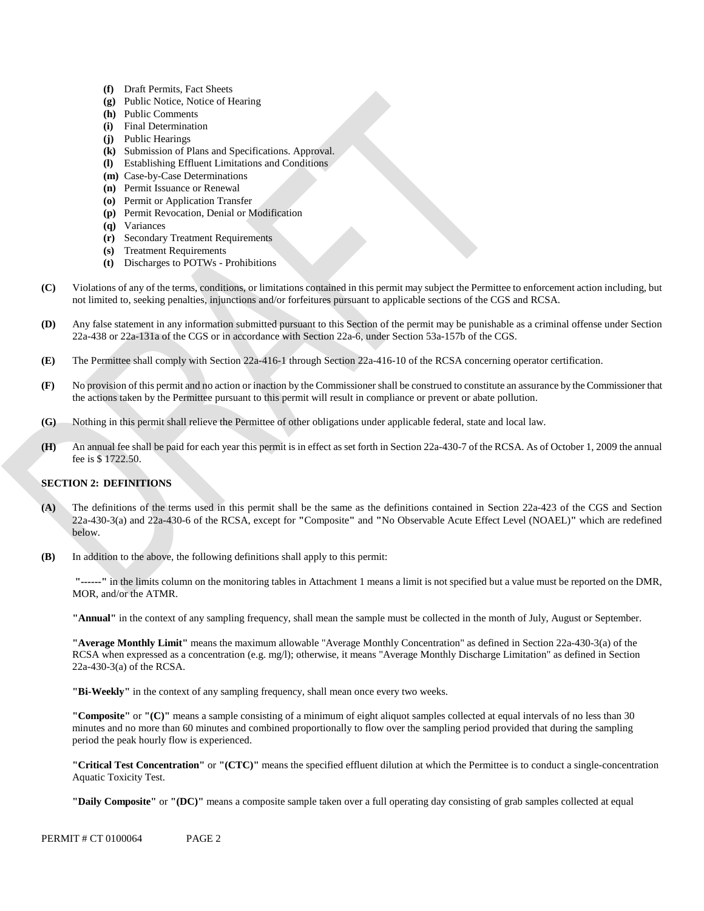- **(f)** Draft Permits, Fact Sheets
- **(g)** Public Notice, Notice of Hearing
- **(h)** Public Comments
- **(i)** Final Determination
- **(j)** Public Hearings
- **(k)** Submission of Plans and Specifications. Approval.
- **(l)** Establishing Effluent Limitations and Conditions
- **(m)** Case-by-Case Determinations
- **(n)** Permit Issuance or Renewal
- **(o)** Permit or Application Transfer
- **(p)** Permit Revocation, Denial or Modification
- **(q)** Variances
- **(r)** Secondary Treatment Requirements
- **(s)** Treatment Requirements
- **(t)** Discharges to POTWs - Prohibitions

**(C)** Violations of any of the terms, conditions, or limitations contained in this permit may subject the Permittee to enforcement action including, but not limited to, seeking penalties, injunctions and/or forfeitures pursuant to applicable sections of the CGS and RCSA.

**(D)** Any false statement in any information submitted pursuant to this Section of the permit may be punishable as a criminal offense under Section 22a-438 or 22a-131a of the CGS or in accordance with Section 22a-6, under Section 53a-157b of the CGS.

**(E)** The Permittee shall comply with Section 22a-416-1 through Section 22a-416-10 of the RCSA concerning operator certification.

**(F)** No provision of this permit and no action or inaction by the Commissioner shall be construed to constitute an assurance by the Commissioner that the actions taken by the Permittee pursuant to this permit will result in compliance or prevent or abate pollution.

**(G)** Nothing in this permit shall relieve the Permittee of other obligations under applicable federal, state and local law.

**(H)** An annual fee shall be paid for each year this permit is in effect as set forth in Section 22a-430-7 of the RCSA. As of October 1, 2009 the annual fee is $ 1722.50.

## SECTION 2: DEFINITIONS

**(A)** The definitions of the terms used in this permit shall be the same as the definitions contained in Section 22a-423 of the CGS and Section 22a-430-3(a) and 22a-430-6 of the RCSA, except for **"Composite"** and **"No Observable Acute Effect Level (NOAEL)"** which are redefined below.

**(B)** In addition to the above, the following definitions shall apply to this permit:

**"------"** in the limits column on the monitoring tables in Attachment 1 means a limit is not specified but a value must be reported on the DMR, MOR, and/or the ATMR.

**"Annual"** in the context of any sampling frequency, shall mean the sample must be collected in the month of July, August or September.

**"Average Monthly Limit"** means the maximum allowable "Average Monthly Concentration" as defined in Section 22a-430-3(a) of the RCSA when expressed as a concentration (e.g. mg/l); otherwise, it means "Average Monthly Discharge Limitation" as defined in Section 22a-430-3(a) of the RCSA.

**"Bi-Weekly"** in the context of any sampling frequency, shall mean once every two weeks.

**"Composite"** or **"(C)"** means a sample consisting of a minimum of eight aliquot samples collected at equal intervals of no less than 30 minutes and no more than 60 minutes and combined proportionally to flow over the sampling period provided that during the sampling period the peak hourly flow is experienced.

**"Critical Test Concentration"** or **"(CTC)"** means the specified effluent dilution at which the Permittee is to conduct a single-concentration Aquatic Toxicity Test.

**"Daily Composite"** or **"(DC)"** means a composite sample taken over a full operating day consisting of grab samples collected at equal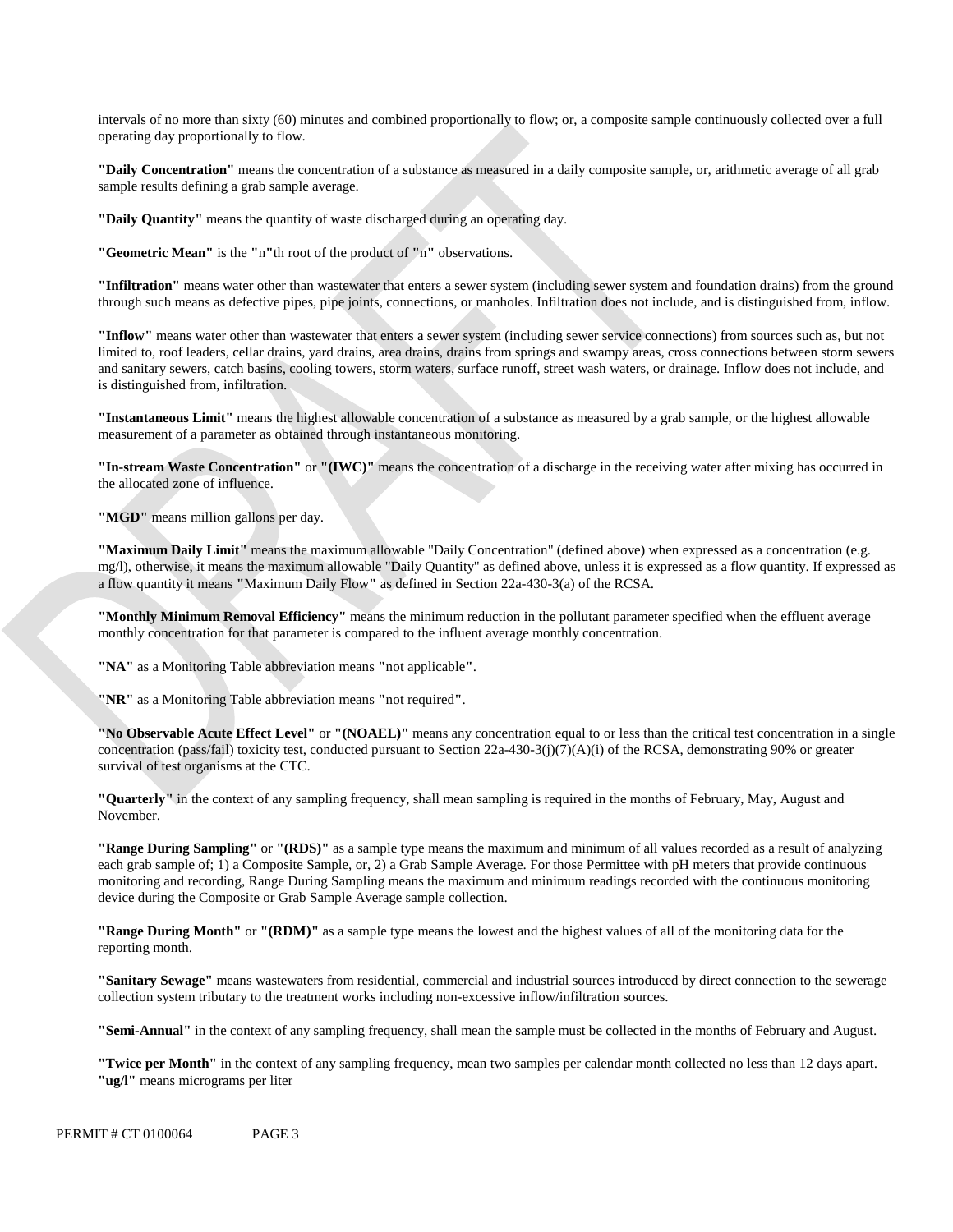intervals of no more than sixty (60) minutes and combined proportionally to flow; or, a composite sample continuously collected over a full operating day proportionally to flow.

**"Daily Concentration"** means the concentration of a substance as measured in a daily composite sample, or, arithmetic average of all grab sample results defining a grab sample average.

**"Daily Quantity"** means the quantity of waste discharged during an operating day.

**"Geometric Mean"** is the **"**n**"**th root of the product of **"**n**"** observations.

**"Infiltration"** means water other than wastewater that enters a sewer system (including sewer system and foundation drains) from the ground through such means as defective pipes, pipe joints, connections, or manholes. Infiltration does not include, and is distinguished from, inflow.

**"Inflow"** means water other than wastewater that enters a sewer system (including sewer service connections) from sources such as, but not limited to, roof leaders, cellar drains, yard drains, area drains, drains from springs and swampy areas, cross connections between storm sewers and sanitary sewers, catch basins, cooling towers, storm waters, surface runoff, street wash waters, or drainage. Inflow does not include, and is distinguished from, infiltration.

**"Instantaneous Limit"** means the highest allowable concentration of a substance as measured by a grab sample, or the highest allowable measurement of a parameter as obtained through instantaneous monitoring.

**"In-stream Waste Concentration"** or **"(IWC)"** means the concentration of a discharge in the receiving water after mixing has occurred in the allocated zone of influence.

**"MGD"** means million gallons per day.

**"Maximum Daily Limit"** means the maximum allowable "Daily Concentration" (defined above) when expressed as a concentration (e.g. mg/l), otherwise, it means the maximum allowable "Daily Quantity" as defined above, unless it is expressed as a flow quantity. If expressed as a flow quantity it means **"**Maximum Daily Flow**"** as defined in Section 22a-430-3(a) of the RCSA.

**"Monthly Minimum Removal Efficiency"** means the minimum reduction in the pollutant parameter specified when the effluent average monthly concentration for that parameter is compared to the influent average monthly concentration.

**"NA"** as a Monitoring Table abbreviation means **"**not applicable**"**.

**"NR"** as a Monitoring Table abbreviation means **"**not required**"**.

**"No Observable Acute Effect Level"** or **"(NOAEL)"** means any concentration equal to or less than the critical test concentration in a single concentration (pass/fail) toxicity test, conducted pursuant to Section 22a-430-3(j)(7)(A)(i) of the RCSA, demonstrating 90% or greater survival of test organisms at the CTC.

**"Quarterly"** in the context of any sampling frequency, shall mean sampling is required in the months of February, May, August and November.

**"Range During Sampling"** or **"(RDS)"** as a sample type means the maximum and minimum of all values recorded as a result of analyzing each grab sample of; 1) a Composite Sample, or, 2) a Grab Sample Average. For those Permittee with pH meters that provide continuous monitoring and recording, Range During Sampling means the maximum and minimum readings recorded with the continuous monitoring device during the Composite or Grab Sample Average sample collection.

**"Range During Month"** or **"(RDM)"** as a sample type means the lowest and the highest values of all of the monitoring data for the reporting month.

**"Sanitary Sewage"** means wastewaters from residential, commercial and industrial sources introduced by direct connection to the sewerage collection system tributary to the treatment works including non-excessive inflow/infiltration sources.

**"Semi-Annual"** in the context of any sampling frequency, shall mean the sample must be collected in the months of February and August.

**"Twice per Month"** in the context of any sampling frequency, mean two samples per calendar month collected no less than 12 days apart.
**"ug/l"** means micrograms per liter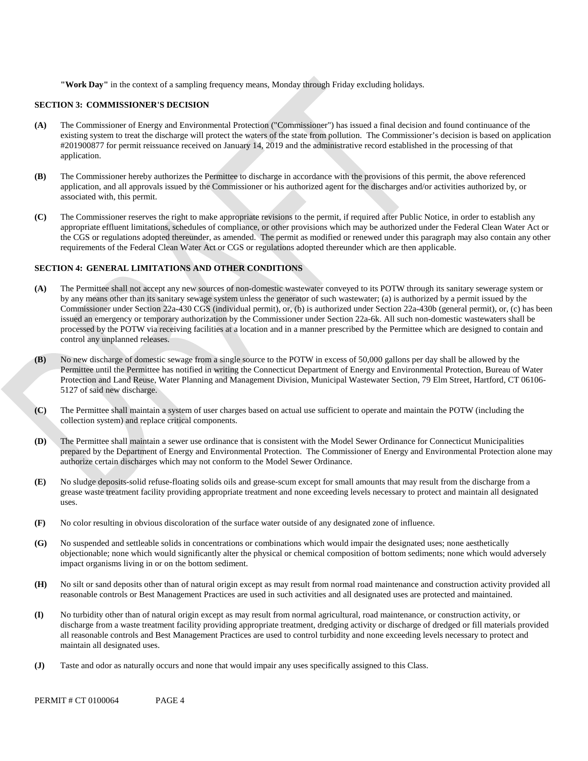**"Work Day"** in the context of a sampling frequency means, Monday through Friday excluding holidays.

## SECTION 3: COMMISSIONER'S DECISION

**(A)** The Commissioner of Energy and Environmental Protection ("Commissioner") has issued a final decision and found continuance of the existing system to treat the discharge will protect the waters of the state from pollution. The Commissioner's decision is based on application #201900877 for permit reissuance received on January 14, 2019 and the administrative record established in the processing of that application.

**(B)** The Commissioner hereby authorizes the Permittee to discharge in accordance with the provisions of this permit, the above referenced application, and all approvals issued by the Commissioner or his authorized agent for the discharges and/or activities authorized by, or associated with, this permit.

**(C)** The Commissioner reserves the right to make appropriate revisions to the permit, if required after Public Notice, in order to establish any appropriate effluent limitations, schedules of compliance, or other provisions which may be authorized under the Federal Clean Water Act or the CGS or regulations adopted thereunder, as amended. The permit as modified or renewed under this paragraph may also contain any other requirements of the Federal Clean Water Act or CGS or regulations adopted thereunder which are then applicable.

## SECTION 4: GENERAL LIMITATIONS AND OTHER CONDITIONS

**(A)** The Permittee shall not accept any new sources of non-domestic wastewater conveyed to its POTW through its sanitary sewerage system or by any means other than its sanitary sewage system unless the generator of such wastewater; (a) is authorized by a permit issued by the Commissioner under Section 22a-430 CGS (individual permit), or, (b) is authorized under Section 22a-430b (general permit), or, (c) has been issued an emergency or temporary authorization by the Commissioner under Section 22a-6k. All such non-domestic wastewaters shall be processed by the POTW via receiving facilities at a location and in a manner prescribed by the Permittee which are designed to contain and control any unplanned releases.

**(B)** No new discharge of domestic sewage from a single source to the POTW in excess of 50,000 gallons per day shall be allowed by the Permittee until the Permittee has notified in writing the Connecticut Department of Energy and Environmental Protection, Bureau of Water Protection and Land Reuse, Water Planning and Management Division, Municipal Wastewater Section, 79 Elm Street, Hartford, CT 06106-5127 of said new discharge.

**(C)** The Permittee shall maintain a system of user charges based on actual use sufficient to operate and maintain the POTW (including the collection system) and replace critical components.

**(D)** The Permittee shall maintain a sewer use ordinance that is consistent with the Model Sewer Ordinance for Connecticut Municipalities prepared by the Department of Energy and Environmental Protection. The Commissioner of Energy and Environmental Protection alone may authorize certain discharges which may not conform to the Model Sewer Ordinance.

**(E)** No sludge deposits-solid refuse-floating solids oils and grease-scum except for small amounts that may result from the discharge from a grease waste treatment facility providing appropriate treatment and none exceeding levels necessary to protect and maintain all designated uses.

**(F)** No color resulting in obvious discoloration of the surface water outside of any designated zone of influence.

**(G)** No suspended and settleable solids in concentrations or combinations which would impair the designated uses; none aesthetically objectionable; none which would significantly alter the physical or chemical composition of bottom sediments; none which would adversely impact organisms living in or on the bottom sediment.

**(H)** No silt or sand deposits other than of natural origin except as may result from normal road maintenance and construction activity provided all reasonable controls or Best Management Practices are used in such activities and all designated uses are protected and maintained.

**(I)** No turbidity other than of natural origin except as may result from normal agricultural, road maintenance, or construction activity, or discharge from a waste treatment facility providing appropriate treatment, dredging activity or discharge of dredged or fill materials provided all reasonable controls and Best Management Practices are used to control turbidity and none exceeding levels necessary to protect and maintain all designated uses.

**(J)** Taste and odor as naturally occurs and none that would impair any uses specifically assigned to this Class.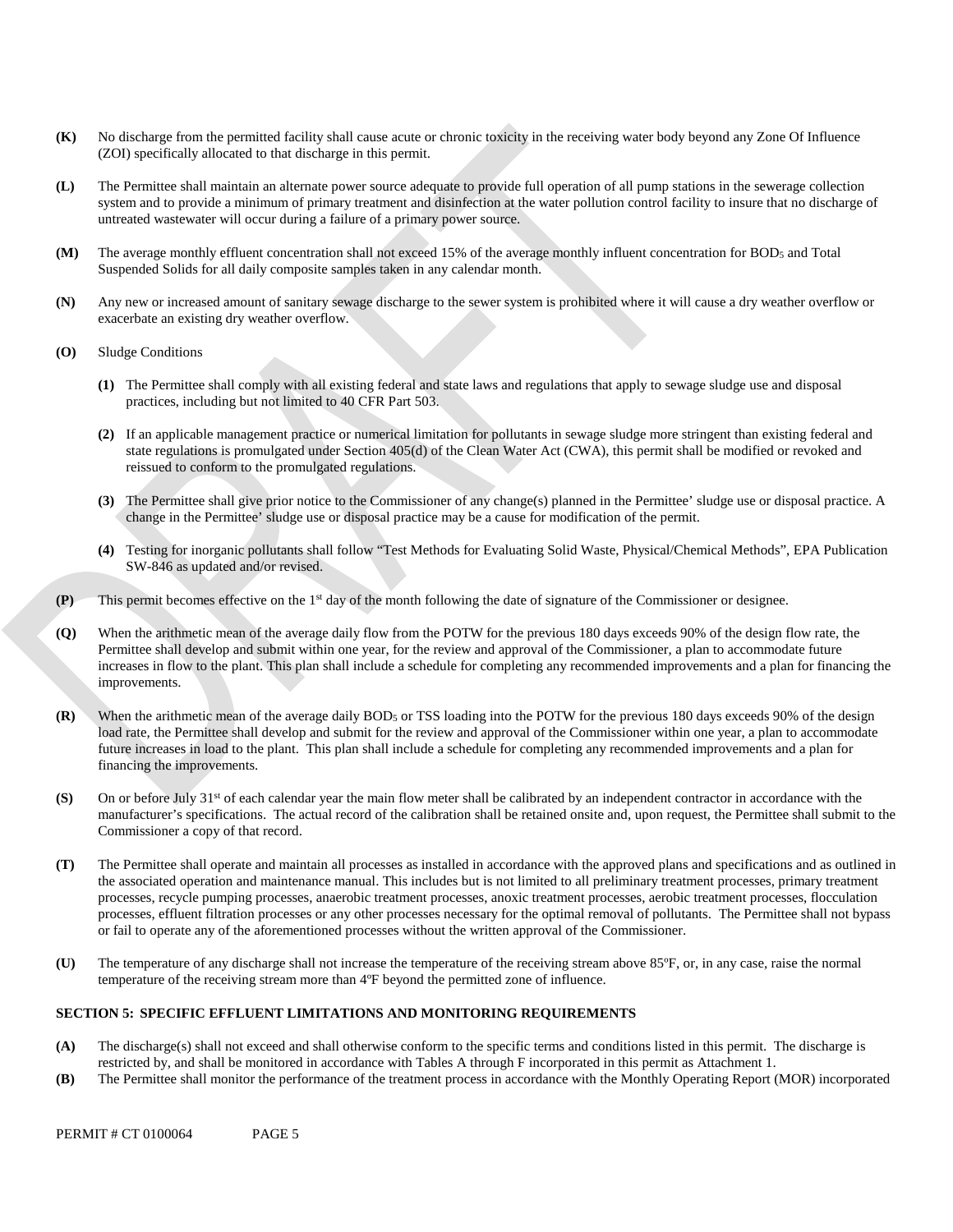**(K)** No discharge from the permitted facility shall cause acute or chronic toxicity in the receiving water body beyond any Zone Of Influence (ZOI) specifically allocated to that discharge in this permit.

**(L)** The Permittee shall maintain an alternate power source adequate to provide full operation of all pump stations in the sewerage collection system and to provide a minimum of primary treatment and disinfection at the water pollution control facility to insure that no discharge of untreated wastewater will occur during a failure of a primary power source.

**(M)** The average monthly effluent concentration shall not exceed 15% of the average monthly influent concentration for $BOD_5$ and Total Suspended Solids for all daily composite samples taken in any calendar month.

**(N)** Any new or increased amount of sanitary sewage discharge to the sewer system is prohibited where it will cause a dry weather overflow or exacerbate an existing dry weather overflow.

**(O)** Sludge Conditions

- **(1)** The Permittee shall comply with all existing federal and state laws and regulations that apply to sewage sludge use and disposal practices, including but not limited to 40 CFR Part 503.

- **(2)** If an applicable management practice or numerical limitation for pollutants in sewage sludge more stringent than existing federal and state regulations is promulgated under Section 405(d) of the Clean Water Act (CWA), this permit shall be modified or revoked and reissued to conform to the promulgated regulations.

- **(3)** The Permittee shall give prior notice to the Commissioner of any change(s) planned in the Permittee' sludge use or disposal practice. A change in the Permittee' sludge use or disposal practice may be a cause for modification of the permit.

- **(4)** Testing for inorganic pollutants shall follow "Test Methods for Evaluating Solid Waste, Physical/Chemical Methods", EPA Publication SW-846 as updated and/or revised.

**(P)** This permit becomes effective on the 1st day of the month following the date of signature of the Commissioner or designee.

**(Q)** When the arithmetic mean of the average daily flow from the POTW for the previous 180 days exceeds 90% of the design flow rate, the Permittee shall develop and submit within one year, for the review and approval of the Commissioner, a plan to accommodate future increases in flow to the plant. This plan shall include a schedule for completing any recommended improvements and a plan for financing the improvements.

**(R)** When the arithmetic mean of the average daily $BOD_5$ or TSS loading into the POTW for the previous 180 days exceeds 90% of the design load rate, the Permittee shall develop and submit for the review and approval of the Commissioner within one year, a plan to accommodate future increases in load to the plant. This plan shall include a schedule for completing any recommended improvements and a plan for financing the improvements.

**(S)** On or before July 31st of each calendar year the main flow meter shall be calibrated by an independent contractor in accordance with the manufacturer's specifications. The actual record of the calibration shall be retained onsite and, upon request, the Permittee shall submit to the Commissioner a copy of that record.

**(T)** The Permittee shall operate and maintain all processes as installed in accordance with the approved plans and specifications and as outlined in the associated operation and maintenance manual. This includes but is not limited to all preliminary treatment processes, primary treatment processes, recycle pumping processes, anaerobic treatment processes, anoxic treatment processes, aerobic treatment processes, flocculation processes, effluent filtration processes or any other processes necessary for the optimal removal of pollutants. The Permittee shall not bypass or fail to operate any of the aforementioned processes without the written approval of the Commissioner.

**(U)** The temperature of any discharge shall not increase the temperature of the receiving stream above 85ºF, or, in any case, raise the normal temperature of the receiving stream more than 4ºF beyond the permitted zone of influence.

## SECTION 5: SPECIFIC EFFLUENT LIMITATIONS AND MONITORING REQUIREMENTS

**(A)** The discharge(s) shall not exceed and shall otherwise conform to the specific terms and conditions listed in this permit. The discharge is restricted by, and shall be monitored in accordance with Tables A through F incorporated in this permit as Attachment 1.

**(B)** The Permittee shall monitor the performance of the treatment process in accordance with the Monthly Operating Report (MOR) incorporated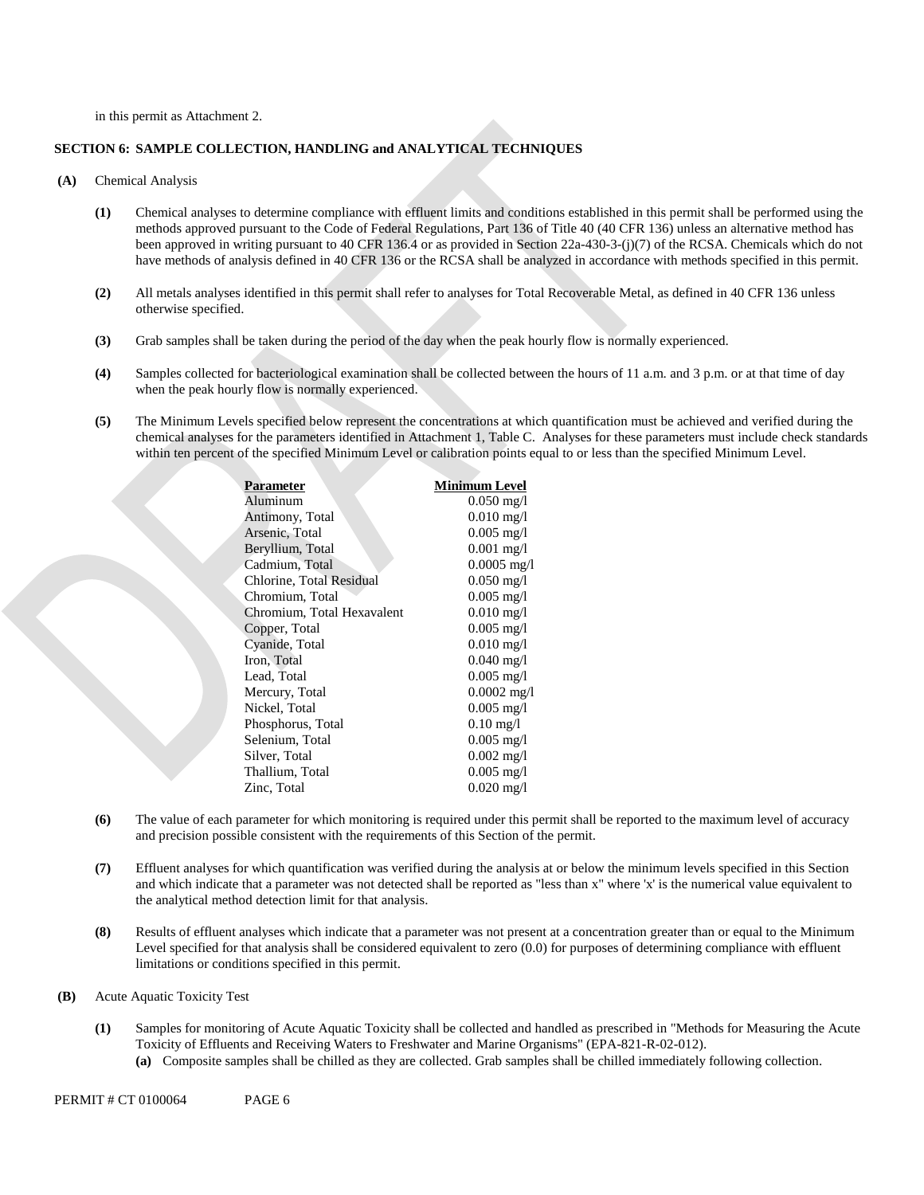in this permit as Attachment 2.

## SECTION 6: SAMPLE COLLECTION, HANDLING and ANALYTICAL TECHNIQUES

**(A)** Chemical Analysis

**(1)** Chemical analyses to determine compliance with effluent limits and conditions established in this permit shall be performed using the methods approved pursuant to the Code of Federal Regulations, Part 136 of Title 40 (40 CFR 136) unless an alternative method has been approved in writing pursuant to 40 CFR 136.4 or as provided in Section 22a-430-3-(j)(7) of the RCSA. Chemicals which do not have methods of analysis defined in 40 CFR 136 or the RCSA shall be analyzed in accordance with methods specified in this permit.

**(2)** All metals analyses identified in this permit shall refer to analyses for Total Recoverable Metal, as defined in 40 CFR 136 unless otherwise specified.

**(3)** Grab samples shall be taken during the period of the day when the peak hourly flow is normally experienced.

**(4)** Samples collected for bacteriological examination shall be collected between the hours of 11 a.m. and 3 p.m. or at that time of day when the peak hourly flow is normally experienced.

**(5)** The Minimum Levels specified below represent the concentrations at which quantification must be achieved and verified during the chemical analyses for the parameters identified in Attachment 1, Table C. Analyses for these parameters must include check standards within ten percent of the specified Minimum Level or calibration points equal to or less than the specified Minimum Level.

| Parameter | Minimum Level |
|---|---|
| Aluminum | 0.050 mg/l |
| Antimony, Total | 0.010 mg/l |
| Arsenic, Total | 0.005 mg/l |
| Beryllium, Total | 0.001 mg/l |
| Cadmium, Total | 0.0005 mg/l |
| Chlorine, Total Residual | 0.050 mg/l |
| Chromium, Total | 0.005 mg/l |
| Chromium, Total Hexavalent | 0.010 mg/l |
| Copper, Total | 0.005 mg/l |
| Cyanide, Total | 0.010 mg/l |
| Iron, Total | 0.040 mg/l |
| Lead, Total | 0.005 mg/l |
| Mercury, Total | 0.0002 mg/l |
| Nickel, Total | 0.005 mg/l |
| Phosphorus, Total | 0.10 mg/l |
| Selenium, Total | 0.005 mg/l |
| Silver, Total | 0.002 mg/l |
| Thallium, Total | 0.005 mg/l |
| Zinc, Total | 0.020 mg/l |

**(6)** The value of each parameter for which monitoring is required under this permit shall be reported to the maximum level of accuracy and precision possible consistent with the requirements of this Section of the permit.

**(7)** Effluent analyses for which quantification was verified during the analysis at or below the minimum levels specified in this Section and which indicate that a parameter was not detected shall be reported as "less than x" where 'x' is the numerical value equivalent to the analytical method detection limit for that analysis.

**(8)** Results of effluent analyses which indicate that a parameter was not present at a concentration greater than or equal to the Minimum Level specified for that analysis shall be considered equivalent to zero (0.0) for purposes of determining compliance with effluent limitations or conditions specified in this permit.

**(B)** Acute Aquatic Toxicity Test

**(1)** Samples for monitoring of Acute Aquatic Toxicity shall be collected and handled as prescribed in "Methods for Measuring the Acute Toxicity of Effluents and Receiving Waters to Freshwater and Marine Organisms" (EPA-821-R-02-012).

**(a)** Composite samples shall be chilled as they are collected. Grab samples shall be chilled immediately following collection.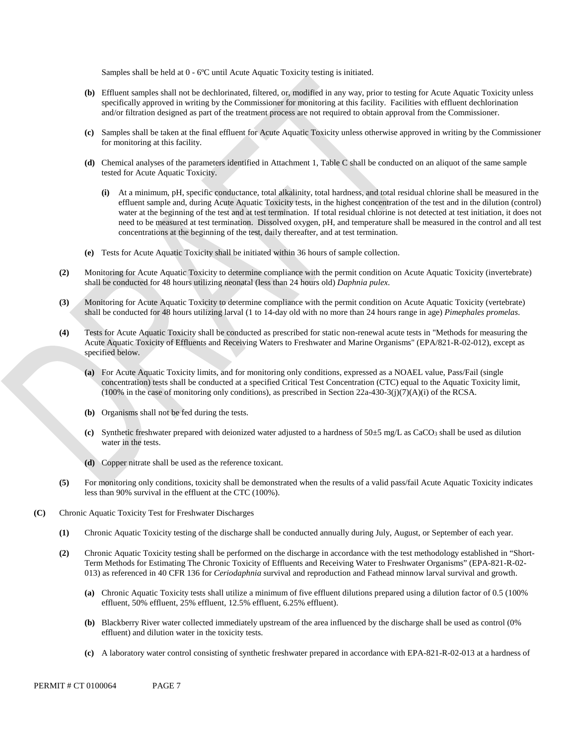Samples shall be held at 0 - 6ºC until Acute Aquatic Toxicity testing is initiated.

**(b)** Effluent samples shall not be dechlorinated, filtered, or, modified in any way, prior to testing for Acute Aquatic Toxicity unless specifically approved in writing by the Commissioner for monitoring at this facility. Facilities with effluent dechlorination and/or filtration designed as part of the treatment process are not required to obtain approval from the Commissioner.

**(c)** Samples shall be taken at the final effluent for Acute Aquatic Toxicity unless otherwise approved in writing by the Commissioner for monitoring at this facility.

**(d)** Chemical analyses of the parameters identified in Attachment 1, Table C shall be conducted on an aliquot of the same sample tested for Acute Aquatic Toxicity.

**(i)** At a minimum, pH, specific conductance, total alkalinity, total hardness, and total residual chlorine shall be measured in the effluent sample and, during Acute Aquatic Toxicity tests, in the highest concentration of the test and in the dilution (control) water at the beginning of the test and at test termination. If total residual chlorine is not detected at test initiation, it does not need to be measured at test termination. Dissolved oxygen, pH, and temperature shall be measured in the control and all test concentrations at the beginning of the test, daily thereafter, and at test termination.

**(e)** Tests for Acute Aquatic Toxicity shall be initiated within 36 hours of sample collection.

**(2)** Monitoring for Acute Aquatic Toxicity to determine compliance with the permit condition on Acute Aquatic Toxicity (invertebrate) shall be conducted for 48 hours utilizing neonatal (less than 24 hours old) *Daphnia pulex*.

**(3)** Monitoring for Acute Aquatic Toxicity to determine compliance with the permit condition on Acute Aquatic Toxicity (vertebrate) shall be conducted for 48 hours utilizing larval (1 to 14-day old with no more than 24 hours range in age) *Pimephales promelas*.

**(4)** Tests for Acute Aquatic Toxicity shall be conducted as prescribed for static non-renewal acute tests in "Methods for measuring the Acute Aquatic Toxicity of Effluents and Receiving Waters to Freshwater and Marine Organisms" (EPA/821-R-02-012), except as specified below.

**(a)** For Acute Aquatic Toxicity limits, and for monitoring only conditions, expressed as a NOAEL value, Pass/Fail (single concentration) tests shall be conducted at a specified Critical Test Concentration (CTC) equal to the Aquatic Toxicity limit, (100% in the case of monitoring only conditions), as prescribed in Section 22a-430-3(j)(7)(A)(i) of the RCSA.

**(b)** Organisms shall not be fed during the tests.

**(c)** Synthetic freshwater prepared with deionized water adjusted to a hardness of 50±5 mg/L as $CaCO_3$ shall be used as dilution water in the tests.

**(d)** Copper nitrate shall be used as the reference toxicant.

**(5)** For monitoring only conditions, toxicity shall be demonstrated when the results of a valid pass/fail Acute Aquatic Toxicity indicates less than 90% survival in the effluent at the CTC (100%).

**(C)** Chronic Aquatic Toxicity Test for Freshwater Discharges

**(1)** Chronic Aquatic Toxicity testing of the discharge shall be conducted annually during July, August, or September of each year.

**(2)** Chronic Aquatic Toxicity testing shall be performed on the discharge in accordance with the test methodology established in "Short-Term Methods for Estimating The Chronic Toxicity of Effluents and Receiving Water to Freshwater Organisms" (EPA-821-R-02-013) as referenced in 40 CFR 136 for *Ceriodaphnia* survival and reproduction and Fathead minnow larval survival and growth.

**(a)** Chronic Aquatic Toxicity tests shall utilize a minimum of five effluent dilutions prepared using a dilution factor of 0.5 (100% effluent, 50% effluent, 25% effluent, 12.5% effluent, 6.25% effluent).

**(b)** Blackberry River water collected immediately upstream of the area influenced by the discharge shall be used as control (0% effluent) and dilution water in the toxicity tests.

**(c)** A laboratory water control consisting of synthetic freshwater prepared in accordance with EPA-821-R-02-013 at a hardness of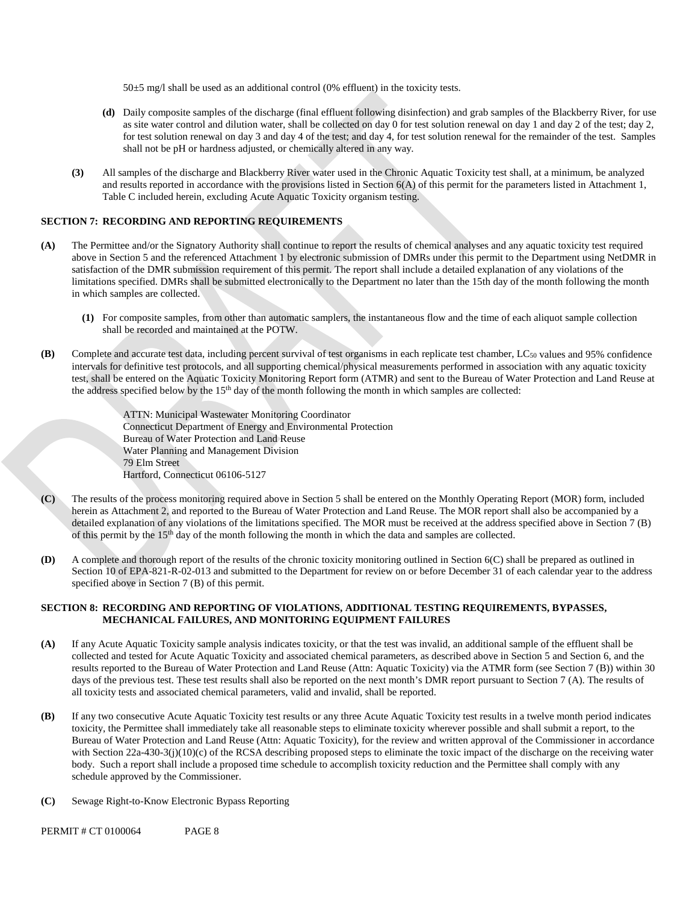50±5 mg/l shall be used as an additional control (0% effluent) in the toxicity tests.

**(d)** Daily composite samples of the discharge (final effluent following disinfection) and grab samples of the Blackberry River, for use as site water control and dilution water, shall be collected on day 0 for test solution renewal on day 1 and day 2 of the test; day 2, for test solution renewal on day 3 and day 4 of the test; and day 4, for test solution renewal for the remainder of the test. Samples shall not be pH or hardness adjusted, or chemically altered in any way.

**(3)** All samples of the discharge and Blackberry River water used in the Chronic Aquatic Toxicity test shall, at a minimum, be analyzed and results reported in accordance with the provisions listed in Section 6(A) of this permit for the parameters listed in Attachment 1, Table C included herein, excluding Acute Aquatic Toxicity organism testing.

## SECTION 7: RECORDING AND REPORTING REQUIREMENTS

**(A)** The Permittee and/or the Signatory Authority shall continue to report the results of chemical analyses and any aquatic toxicity test required above in Section 5 and the referenced Attachment 1 by electronic submission of DMRs under this permit to the Department using NetDMR in satisfaction of the DMR submission requirement of this permit. The report shall include a detailed explanation of any violations of the limitations specified. DMRs shall be submitted electronically to the Department no later than the 15th day of the month following the month in which samples are collected.

**(1)** For composite samples, from other than automatic samplers, the instantaneous flow and the time of each aliquot sample collection shall be recorded and maintained at the POTW.

**(B)** Complete and accurate test data, including percent survival of test organisms in each replicate test chamber, $LC_{50}$ values and 95% confidence intervals for definitive test protocols, and all supporting chemical/physical measurements performed in association with any aquatic toxicity test, shall be entered on the Aquatic Toxicity Monitoring Report form (ATMR) and sent to the Bureau of Water Protection and Land Reuse at the address specified below by the 15th day of the month following the month in which samples are collected:

ATTN: Municipal Wastewater Monitoring Coordinator
Connecticut Department of Energy and Environmental Protection
Bureau of Water Protection and Land Reuse
Water Planning and Management Division
79 Elm Street
Hartford, Connecticut 06106-5127

**(C)** The results of the process monitoring required above in Section 5 shall be entered on the Monthly Operating Report (MOR) form, included herein as Attachment 2, and reported to the Bureau of Water Protection and Land Reuse. The MOR report shall also be accompanied by a detailed explanation of any violations of the limitations specified. The MOR must be received at the address specified above in Section 7 (B) of this permit by the 15th day of the month following the month in which the data and samples are collected.

**(D)** A complete and thorough report of the results of the chronic toxicity monitoring outlined in Section 6(C) shall be prepared as outlined in Section 10 of EPA-821-R-02-013 and submitted to the Department for review on or before December 31 of each calendar year to the address specified above in Section 7 (B) of this permit.

## SECTION 8: RECORDING AND REPORTING OF VIOLATIONS, ADDITIONAL TESTING REQUIREMENTS, BYPASSES, MECHANICAL FAILURES, AND MONITORING EQUIPMENT FAILURES

**(A)** If any Acute Aquatic Toxicity sample analysis indicates toxicity, or that the test was invalid, an additional sample of the effluent shall be collected and tested for Acute Aquatic Toxicity and associated chemical parameters, as described above in Section 5 and Section 6, and the results reported to the Bureau of Water Protection and Land Reuse (Attn: Aquatic Toxicity) via the ATMR form (see Section 7 (B)) within 30 days of the previous test. These test results shall also be reported on the next month's DMR report pursuant to Section 7 (A). The results of all toxicity tests and associated chemical parameters, valid and invalid, shall be reported.

**(B)** If any two consecutive Acute Aquatic Toxicity test results or any three Acute Aquatic Toxicity test results in a twelve month period indicates toxicity, the Permittee shall immediately take all reasonable steps to eliminate toxicity wherever possible and shall submit a report, to the Bureau of Water Protection and Land Reuse (Attn: Aquatic Toxicity), for the review and written approval of the Commissioner in accordance with Section 22a-430-3(j)(10)(c) of the RCSA describing proposed steps to eliminate the toxic impact of the discharge on the receiving water body. Such a report shall include a proposed time schedule to accomplish toxicity reduction and the Permittee shall comply with any schedule approved by the Commissioner.

**(C)** Sewage Right-to-Know Electronic Bypass Reporting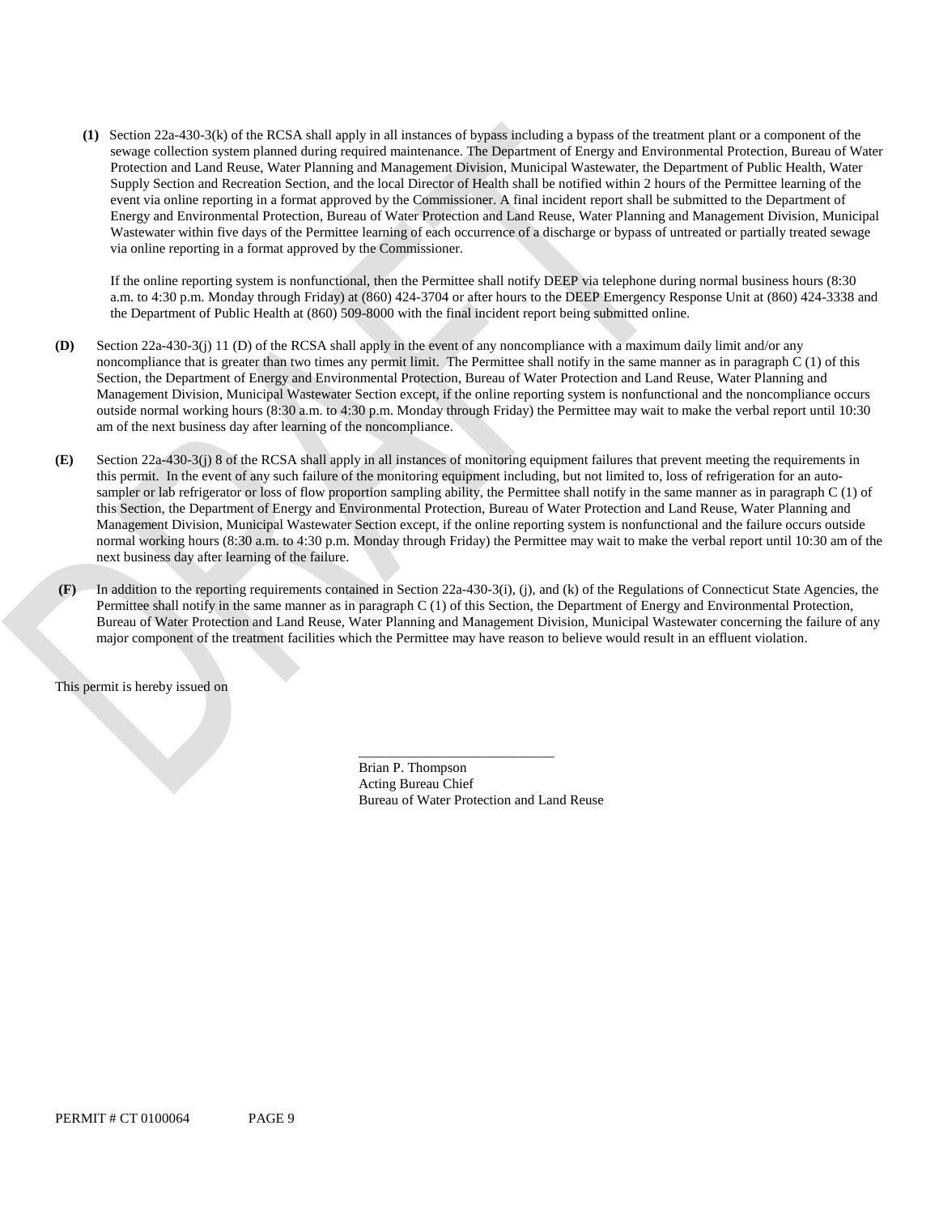**(1)** Section 22a-430-3(k) of the RCSA shall apply in all instances of bypass including a bypass of the treatment plant or a component of the sewage collection system planned during required maintenance. The Department of Energy and Environmental Protection, Bureau of Water Protection and Land Reuse, Water Planning and Management Division, Municipal Wastewater, the Department of Public Health, Water Supply Section and Recreation Section, and the local Director of Health shall be notified within 2 hours of the Permittee learning of the event via online reporting in a format approved by the Commissioner. A final incident report shall be submitted to the Department of Energy and Environmental Protection, Bureau of Water Protection and Land Reuse, Water Planning and Management Division, Municipal Wastewater within five days of the Permittee learning of each occurrence of a discharge or bypass of untreated or partially treated sewage via online reporting in a format approved by the Commissioner.

If the online reporting system is nonfunctional, then the Permittee shall notify DEEP via telephone during normal business hours (8:30 a.m. to 4:30 p.m. Monday through Friday) at (860) 424-3704 or after hours to the DEEP Emergency Response Unit at (860) 424-3338 and the Department of Public Health at (860) 509-8000 with the final incident report being submitted online.

**(D)** Section 22a-430-3(j) 11 (D) of the RCSA shall apply in the event of any noncompliance with a maximum daily limit and/or any noncompliance that is greater than two times any permit limit. The Permittee shall notify in the same manner as in paragraph C (1) of this Section, the Department of Energy and Environmental Protection, Bureau of Water Protection and Land Reuse, Water Planning and Management Division, Municipal Wastewater Section except, if the online reporting system is nonfunctional and the noncompliance occurs outside normal working hours (8:30 a.m. to 4:30 p.m. Monday through Friday) the Permittee may wait to make the verbal report until 10:30 am of the next business day after learning of the noncompliance.

**(E)** Section 22a-430-3(j) 8 of the RCSA shall apply in all instances of monitoring equipment failures that prevent meeting the requirements in this permit. In the event of any such failure of the monitoring equipment including, but not limited to, loss of refrigeration for an auto-sampler or lab refrigerator or loss of flow proportion sampling ability, the Permittee shall notify in the same manner as in paragraph C (1) of this Section, the Department of Energy and Environmental Protection, Bureau of Water Protection and Land Reuse, Water Planning and Management Division, Municipal Wastewater Section except, if the online reporting system is nonfunctional and the failure occurs outside normal working hours (8:30 a.m. to 4:30 p.m. Monday through Friday) the Permittee may wait to make the verbal report until 10:30 am of the next business day after learning of the failure.

**(F)** In addition to the reporting requirements contained in Section 22a-430-3(i), (j), and (k) of the Regulations of Connecticut State Agencies, the Permittee shall notify in the same manner as in paragraph C (1) of this Section, the Department of Energy and Environmental Protection, Bureau of Water Protection and Land Reuse, Water Planning and Management Division, Municipal Wastewater concerning the failure of any major component of the treatment facilities which the Permittee may have reason to believe would result in an effluent violation.

This permit is hereby issued on

\_\_\_\_\_\_\_\_\_\_\_\_\_\_\_\_\_\_\_\_\_\_\_\_\_\_\_\_
Brian P. Thompson
Acting Bureau Chief
Bureau of Water Protection and Land Reuse

PERMIT # CT 0100064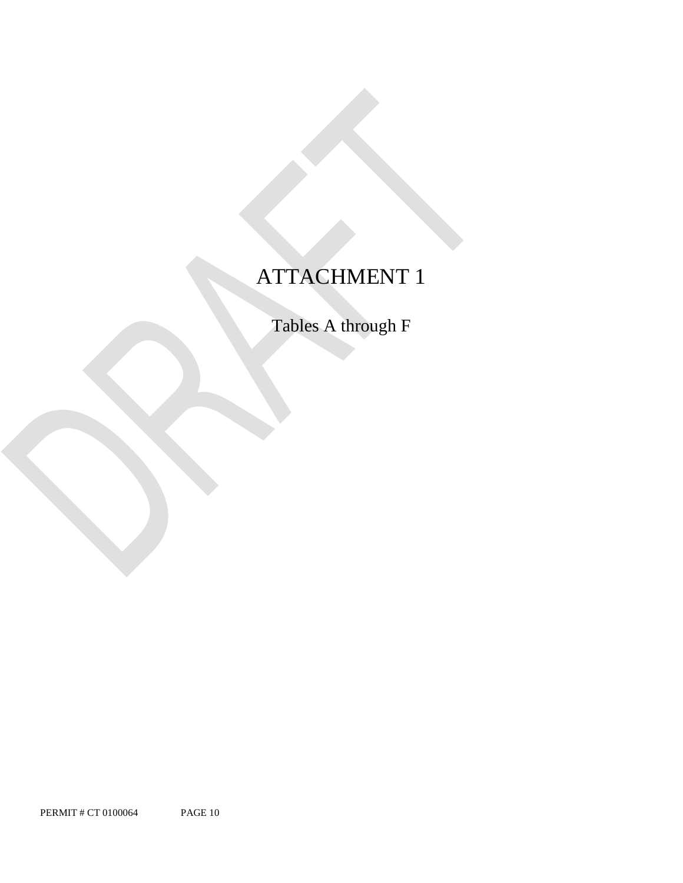# ATTACHMENT 1

Tables A through F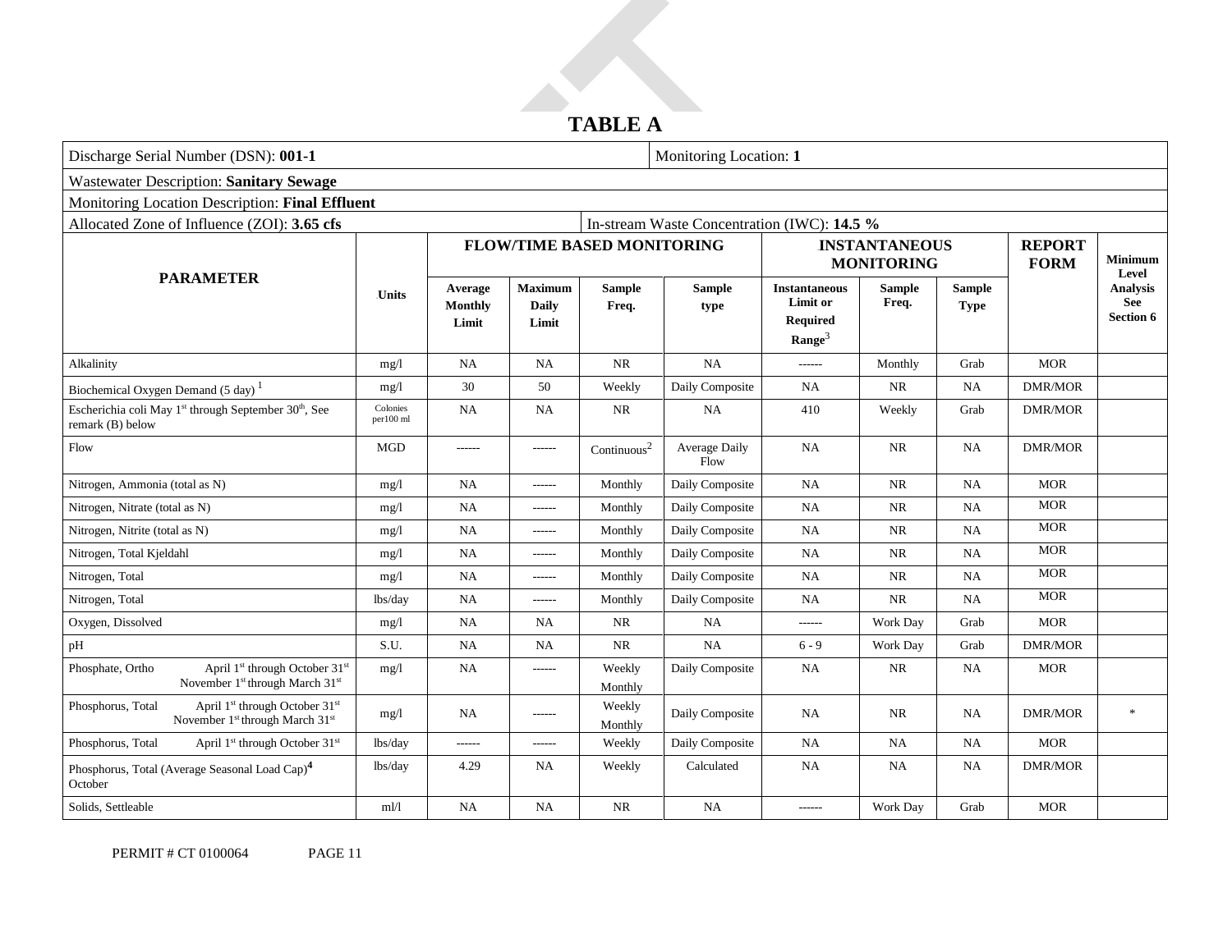# TABLE A

| Discharge Serial Number (DSN): **001-1** | | | | | | Monitoring Location: **1** | | | | |
|---|---|---|---|---|---|---|---|---|---|---|
| Wastewater Description: **Sanitary Sewage** | | | | | | | | | | |
| Monitoring Location Description: **Final Effluent** | | | | | | | | | | |
| Allocated Zone of Influence (ZOI): **3.65 cfs** | | | | | In-stream Waste Concentration (IWC): **14.5 %** | | | | | |
| **PARAMETER** | **Units** | **FLOW/TIME BASED MONITORING** | | | | **INSTANTANEOUS MONITORING** | | | **REPORT FORM** | **Minimum Level Analysis See Section 6** |
| | | **Average Monthly Limit** | **Maximum Daily Limit** | **Sample Freq.** | **Sample type** | **Instantaneous Limit or Required Range**[3] | **Sample Freq.** | **Sample Type** | | |
| Alkalinity | mg/l | NA | NA | NR | NA | ------ | Monthly | Grab | MOR | |
| Biochemical Oxygen Demand (5 day) [1] | mg/l | 30 | 50 | Weekly | Daily Composite | NA | NR | NA | DMR/MOR | |
| Escherichia coli May 1st through September 30th, See remark (B) below | Colonies per100 ml | NA | NA | NR | NA | 410 | Weekly | Grab | DMR/MOR | |
| Flow | MGD | ------ | ------ | Continuous[2] | Average Daily Flow | NA | NR | NA | DMR/MOR | |
| Nitrogen, Ammonia (total as N) | mg/l | NA | ------ | Monthly | Daily Composite | NA | NR | NA | MOR | |
| Nitrogen, Nitrate (total as N) | mg/l | NA | ------ | Monthly | Daily Composite | NA | NR | NA | MOR | |
| Nitrogen, Nitrite (total as N) | mg/l | NA | ------ | Monthly | Daily Composite | NA | NR | NA | MOR | |
| Nitrogen, Total Kjeldahl | mg/l | NA | ------ | Monthly | Daily Composite | NA | NR | NA | MOR | |
| Nitrogen, Total | mg/l | NA | ------ | Monthly | Daily Composite | NA | NR | NA | MOR | |
| Nitrogen, Total | lbs/day | NA | ------ | Monthly | Daily Composite | NA | NR | NA | MOR | |
| Oxygen, Dissolved | mg/l | NA | NA | NR | NA | ------ | Work Day | Grab | MOR | |
| pH | S.U. | NA | NA | NR | NA | 6 - 9 | Work Day | Grab | DMR/MOR | |
| Phosphate, Ortho April 1st through October 31st / November 1st through March 31st | mg/l | NA | ------ | Weekly / Monthly | Daily Composite | NA | NR | NA | MOR | |
| Phosphorus, Total April 1st through October 31st / November 1st through March 31st | mg/l | NA | ------ | Weekly / Monthly | Daily Composite | NA | NR | NA | DMR/MOR | * |
| Phosphorus, Total April 1st through October 31st | lbs/day | ------ | ------ | Weekly | Daily Composite | NA | NA | NA | MOR | |
| Phosphorus, Total (Average Seasonal Load Cap)[4] October | lbs/day | 4.29 | NA | Weekly | Calculated | NA | NA | NA | DMR/MOR | |
| Solids, Settleable | ml/l | NA | NA | NR | NA | ------ | Work Day | Grab | MOR | |

PERMIT # CT 0100064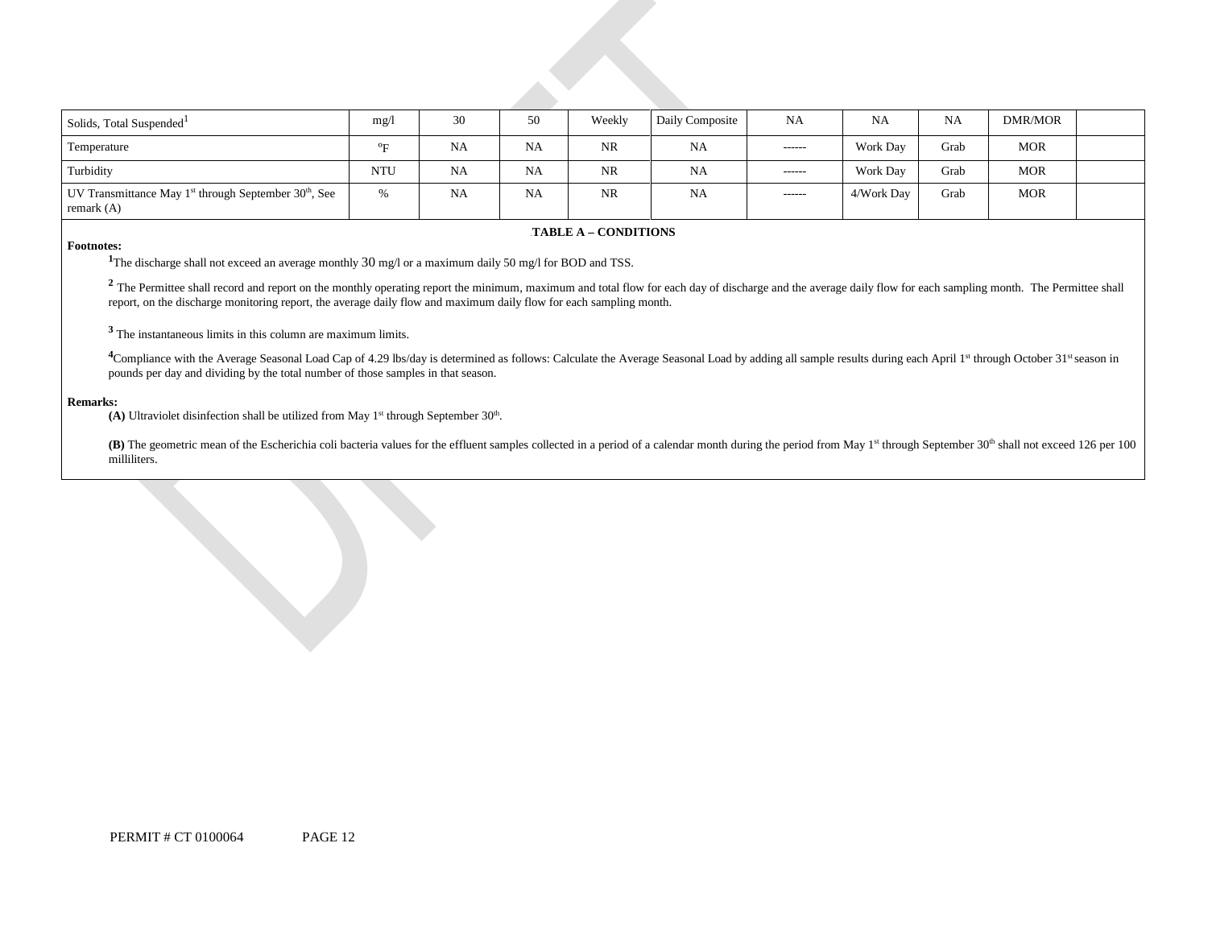| | | | | | | | | | | |
|---|---|---|---|---|---|---|---|---|---|---|
| Solids, Total Suspended[1] | mg/l | 30 | 50 | Weekly | Daily Composite | NA | NA | NA | DMR/MOR | |
| Temperature | °F | NA | NA | NR | NA | ------ | Work Day | Grab | MOR | |
| Turbidity | NTU | NA | NA | NR | NA | ------ | Work Day | Grab | MOR | |
| UV Transmittance May 1st through September 30th, See remark (A) | % | NA | NA | NR | NA | ------ | 4/Work Day | Grab | MOR | |

**TABLE A – CONDITIONS**

**Footnotes:**

[1]The discharge shall not exceed an average monthly 30 mg/l or a maximum daily 50 mg/l for BOD and TSS.

[2] The Permittee shall record and report on the monthly operating report the minimum, maximum and total flow for each day of discharge and the average daily flow for each sampling month. The Permittee shall report, on the discharge monitoring report, the average daily flow and maximum daily flow for each sampling month.

[3] The instantaneous limits in this column are maximum limits.

[4]Compliance with the Average Seasonal Load Cap of 4.29 lbs/day is determined as follows: Calculate the Average Seasonal Load by adding all sample results during each April 1st through October 31st season in pounds per day and dividing by the total number of those samples in that season.

**Remarks:**

**(A)** Ultraviolet disinfection shall be utilized from May 1st through September 30th.

**(B)** The geometric mean of the Escherichia coli bacteria values for the effluent samples collected in a period of a calendar month during the period from May 1st through September 30th shall not exceed 126 per 100 milliliters.

PERMIT # CT 0100064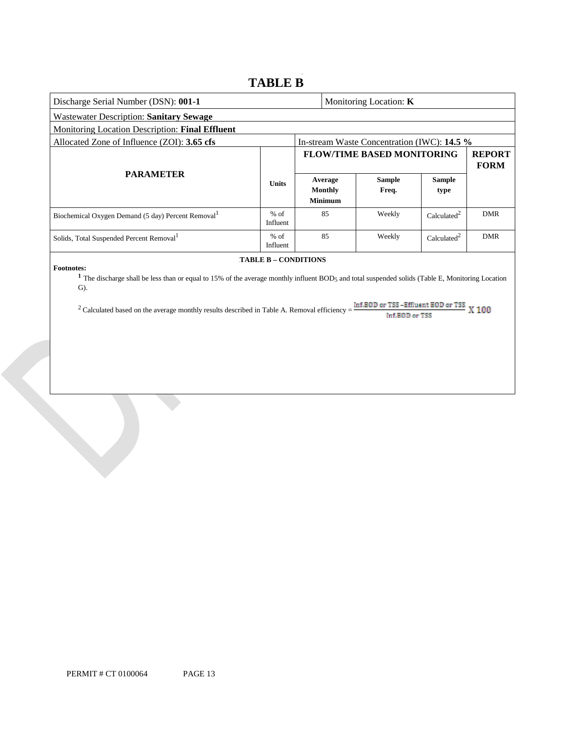# TABLE B

| Discharge Serial Number (DSN): **001-1** | | | Monitoring Location: **K** | | |
|---|---|---|---|---|---|
| Wastewater Description: **Sanitary Sewage** | | | | | |
| Monitoring Location Description: **Final Effluent** | | | | | |
| Allocated Zone of Influence (ZOI): **3.65 cfs** | | In-stream Waste Concentration (IWC): **14.5 %** | | | |
| **PARAMETER** | **Units** | **FLOW/TIME BASED MONITORING** | | | **REPORT FORM** |
| | | **Average Monthly Minimum** | **Sample Freq.** | **Sample type** | |
| Biochemical Oxygen Demand (5 day) Percent Removal[1] | % of Influent | 85 | Weekly | Calculated[2] | DMR |
| Solids, Total Suspended Percent Removal[1] | % of Influent | 85 | Weekly | Calculated[2] | DMR |

**TABLE B – CONDITIONS**

**Footnotes:**

[1] The discharge shall be less than or equal to 15% of the average monthly influent $BOD_5$ and total suspended solids (Table E, Monitoring Location G).

[2] Calculated based on the average monthly results described in Table A. Removal efficiency = $\frac{\text{Inf.BOD or TSS} - \text{Effluent BOD or TSS}}{\text{Inf.BOD or TSS}} \text{ X } 100$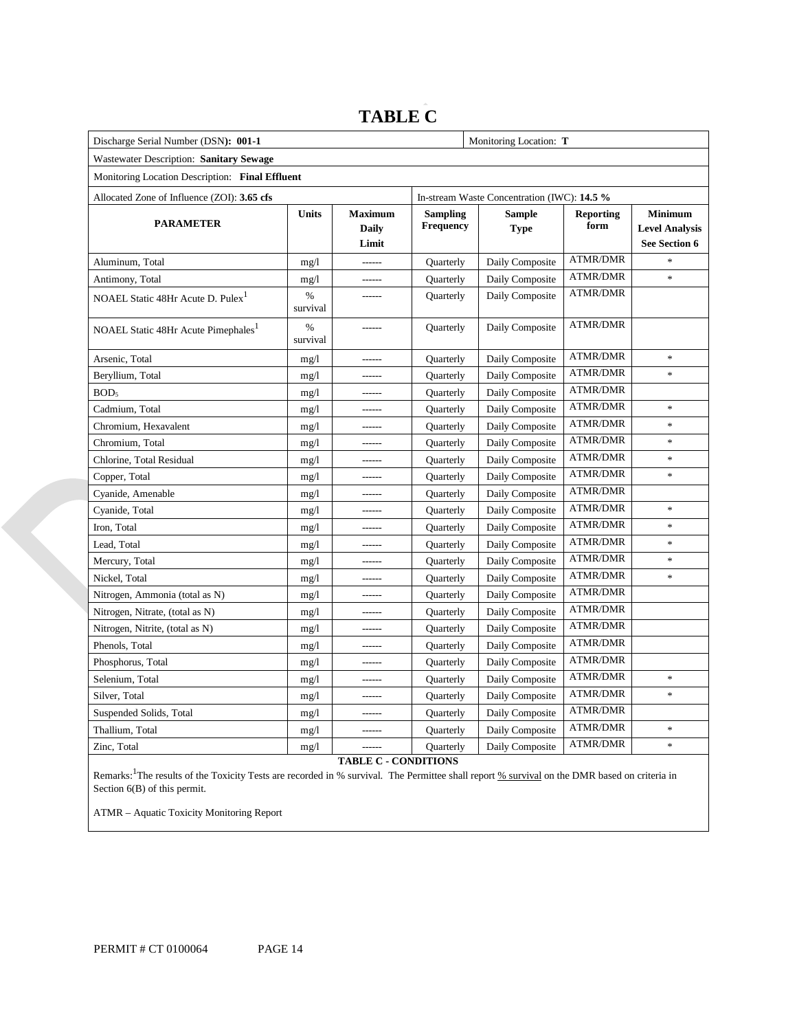# TABLE C

| Discharge Serial Number (DSN): **001-1** | | | | Monitoring Location: **T** | | |
|---|---|---|---|---|---|---|
| Wastewater Description: **Sanitary Sewage** | | | | | | |
| Monitoring Location Description: **Final Effluent** | | | | | | |
| Allocated Zone of Influence (ZOI): **3.65 cfs** | | | In-stream Waste Concentration (IWC): **14.5 %** | | | |
| **PARAMETER** | **Units** | **Maximum Daily Limit** | **Sampling Frequency** | **Sample Type** | **Reporting form** | **Minimum Level Analysis See Section 6** |
| Aluminum, Total | mg/l | ------ | Quarterly | Daily Composite | ATMR/DMR | * |
| Antimony, Total | mg/l | ------ | Quarterly | Daily Composite | ATMR/DMR | * |
| NOAEL Static 48Hr Acute D. Pulex[1] | % survival | ------ | Quarterly | Daily Composite | ATMR/DMR | |
| NOAEL Static 48Hr Acute Pimephales[1] | % survival | ------ | Quarterly | Daily Composite | ATMR/DMR | |
| Arsenic, Total | mg/l | ------ | Quarterly | Daily Composite | ATMR/DMR | * |
| Beryllium, Total | mg/l | ------ | Quarterly | Daily Composite | ATMR/DMR | * |
| $BOD_5$ | mg/l | ------ | Quarterly | Daily Composite | ATMR/DMR | |
| Cadmium, Total | mg/l | ------ | Quarterly | Daily Composite | ATMR/DMR | * |
| Chromium, Hexavalent | mg/l | ------ | Quarterly | Daily Composite | ATMR/DMR | * |
| Chromium, Total | mg/l | ------ | Quarterly | Daily Composite | ATMR/DMR | * |
| Chlorine, Total Residual | mg/l | ------ | Quarterly | Daily Composite | ATMR/DMR | * |
| Copper, Total | mg/l | ------ | Quarterly | Daily Composite | ATMR/DMR | * |
| Cyanide, Amenable | mg/l | ------ | Quarterly | Daily Composite | ATMR/DMR | |
| Cyanide, Total | mg/l | ------ | Quarterly | Daily Composite | ATMR/DMR | * |
| Iron, Total | mg/l | ------ | Quarterly | Daily Composite | ATMR/DMR | * |
| Lead, Total | mg/l | ------ | Quarterly | Daily Composite | ATMR/DMR | * |
| Mercury, Total | mg/l | ------ | Quarterly | Daily Composite | ATMR/DMR | * |
| Nickel, Total | mg/l | ------ | Quarterly | Daily Composite | ATMR/DMR | * |
| Nitrogen, Ammonia (total as N) | mg/l | ------ | Quarterly | Daily Composite | ATMR/DMR | |
| Nitrogen, Nitrate, (total as N) | mg/l | ------ | Quarterly | Daily Composite | ATMR/DMR | |
| Nitrogen, Nitrite, (total as N) | mg/l | ------ | Quarterly | Daily Composite | ATMR/DMR | |
| Phenols, Total | mg/l | ------ | Quarterly | Daily Composite | ATMR/DMR | |
| Phosphorus, Total | mg/l | ------ | Quarterly | Daily Composite | ATMR/DMR | |
| Selenium, Total | mg/l | ------ | Quarterly | Daily Composite | ATMR/DMR | * |
| Silver, Total | mg/l | ------ | Quarterly | Daily Composite | ATMR/DMR | * |
| Suspended Solids, Total | mg/l | ------ | Quarterly | Daily Composite | ATMR/DMR | |
| Thallium, Total | mg/l | ------ | Quarterly | Daily Composite | ATMR/DMR | * |
| Zinc, Total | mg/l | ------ | Quarterly | Daily Composite | ATMR/DMR | * |

**TABLE C - CONDITIONS**

Remarks:[1]The results of the Toxicity Tests are recorded in % survival. The Permittee shall report % survival on the DMR based on criteria in Section 6(B) of this permit.

ATMR – Aquatic Toxicity Monitoring Report

PERMIT # CT 0100064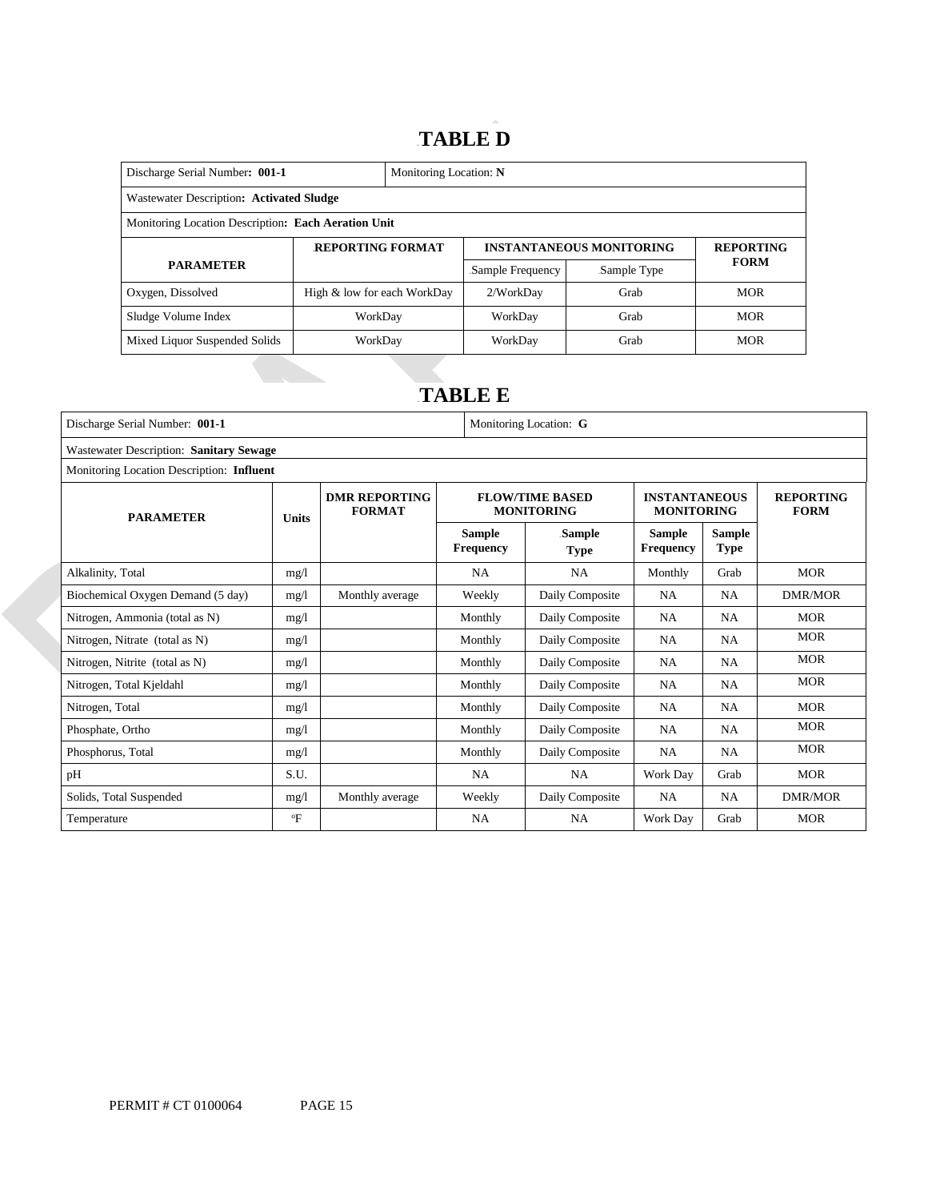# TABLE D

| Discharge Serial Number: **001-1** | Monitoring Location: **N** | | | |
|---|---|---|---|---|
| Wastewater Description: **Activated Sludge** | | | | |
| Monitoring Location Description: **Each Aeration Unit** | | | | |
| **PARAMETER** | **REPORTING FORMAT** | **INSTANTANEOUS MONITORING** | | **REPORTING FORM** |
| | | Sample Frequency | Sample Type | |
| Oxygen, Dissolved | High & low for each WorkDay | 2/WorkDay | Grab | MOR |
| Sludge Volume Index | WorkDay | WorkDay | Grab | MOR |
| Mixed Liquor Suspended Solids | WorkDay | WorkDay | Grab | MOR |

# TABLE E

| Discharge Serial Number: **001-1** | | | Monitoring Location: **G** | | | | |
|---|---|---|---|---|---|---|---|
| Wastewater Description: **Sanitary Sewage** | | | | | | | |
| Monitoring Location Description: **Influent** | | | | | | | |
| **PARAMETER** | **Units** | **DMR REPORTING FORMAT** | **FLOW/TIME BASED MONITORING** | | **INSTANTANEOUS MONITORING** | | **REPORTING FORM** |
| | | | **Sample Frequency** | **Sample Type** | **Sample Frequency** | **Sample Type** | |
| Alkalinity, Total | mg/l | | NA | NA | Monthly | Grab | MOR |
| Biochemical Oxygen Demand (5 day) | mg/l | Monthly average | Weekly | Daily Composite | NA | NA | DMR/MOR |
| Nitrogen, Ammonia (total as N) | mg/l | | Monthly | Daily Composite | NA | NA | MOR |
| Nitrogen, Nitrate (total as N) | mg/l | | Monthly | Daily Composite | NA | NA | MOR |
| Nitrogen, Nitrite (total as N) | mg/l | | Monthly | Daily Composite | NA | NA | MOR |
| Nitrogen, Total Kjeldahl | mg/l | | Monthly | Daily Composite | NA | NA | MOR |
| Nitrogen, Total | mg/l | | Monthly | Daily Composite | NA | NA | MOR |
| Phosphate, Ortho | mg/l | | Monthly | Daily Composite | NA | NA | MOR |
| Phosphorus, Total | mg/l | | Monthly | Daily Composite | NA | NA | MOR |
| pH | S.U. | | NA | NA | Work Day | Grab | MOR |
| Solids, Total Suspended | mg/l | Monthly average | Weekly | Daily Composite | NA | NA | DMR/MOR |
| Temperature | °F | | NA | NA | Work Day | Grab | MOR |

PERMIT # CT 0100064 PAGE 15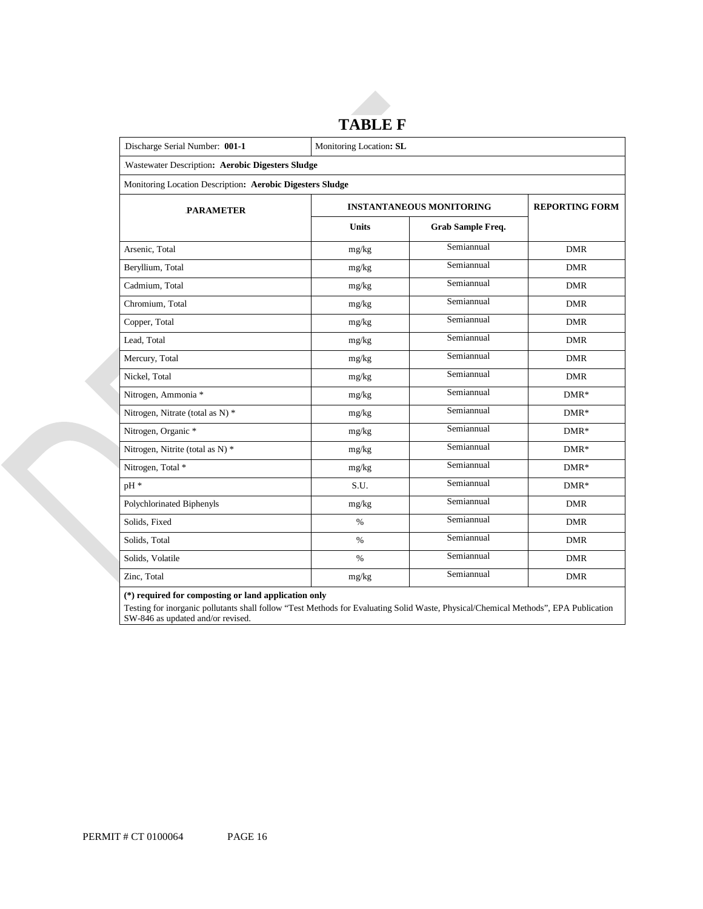# TABLE F

| Discharge Serial Number: **001-1** | Monitoring Location**: SL** | | |
|---|---|---|---|
| Wastewater Description**: Aerobic Digesters Sludge** | | | |
| Monitoring Location Description**: Aerobic Digesters Sludge** | | | |
| **PARAMETER** | **INSTANTANEOUS MONITORING** | | **REPORTING FORM** |
| | **Units** | **Grab Sample Freq.** | |
| Arsenic, Total | mg/kg | Semiannual | DMR |
| Beryllium, Total | mg/kg | Semiannual | DMR |
| Cadmium, Total | mg/kg | Semiannual | DMR |
| Chromium, Total | mg/kg | Semiannual | DMR |
| Copper, Total | mg/kg | Semiannual | DMR |
| Lead, Total | mg/kg | Semiannual | DMR |
| Mercury, Total | mg/kg | Semiannual | DMR |
| Nickel, Total | mg/kg | Semiannual | DMR |
| Nitrogen, Ammonia * | mg/kg | Semiannual | DMR* |
| Nitrogen, Nitrate (total as N) * | mg/kg | Semiannual | DMR* |
| Nitrogen, Organic * | mg/kg | Semiannual | DMR* |
| Nitrogen, Nitrite (total as N) * | mg/kg | Semiannual | DMR* |
| Nitrogen, Total * | mg/kg | Semiannual | DMR* |
| pH * | S.U. | Semiannual | DMR* |
| Polychlorinated Biphenyls | mg/kg | Semiannual | DMR |
| Solids, Fixed | % | Semiannual | DMR |
| Solids, Total | % | Semiannual | DMR |
| Solids, Volatile | % | Semiannual | DMR |
| Zinc, Total | mg/kg | Semiannual | DMR |

**(*) required for composting or land application only**

Testing for inorganic pollutants shall follow "Test Methods for Evaluating Solid Waste, Physical/Chemical Methods", EPA Publication SW-846 as updated and/or revised.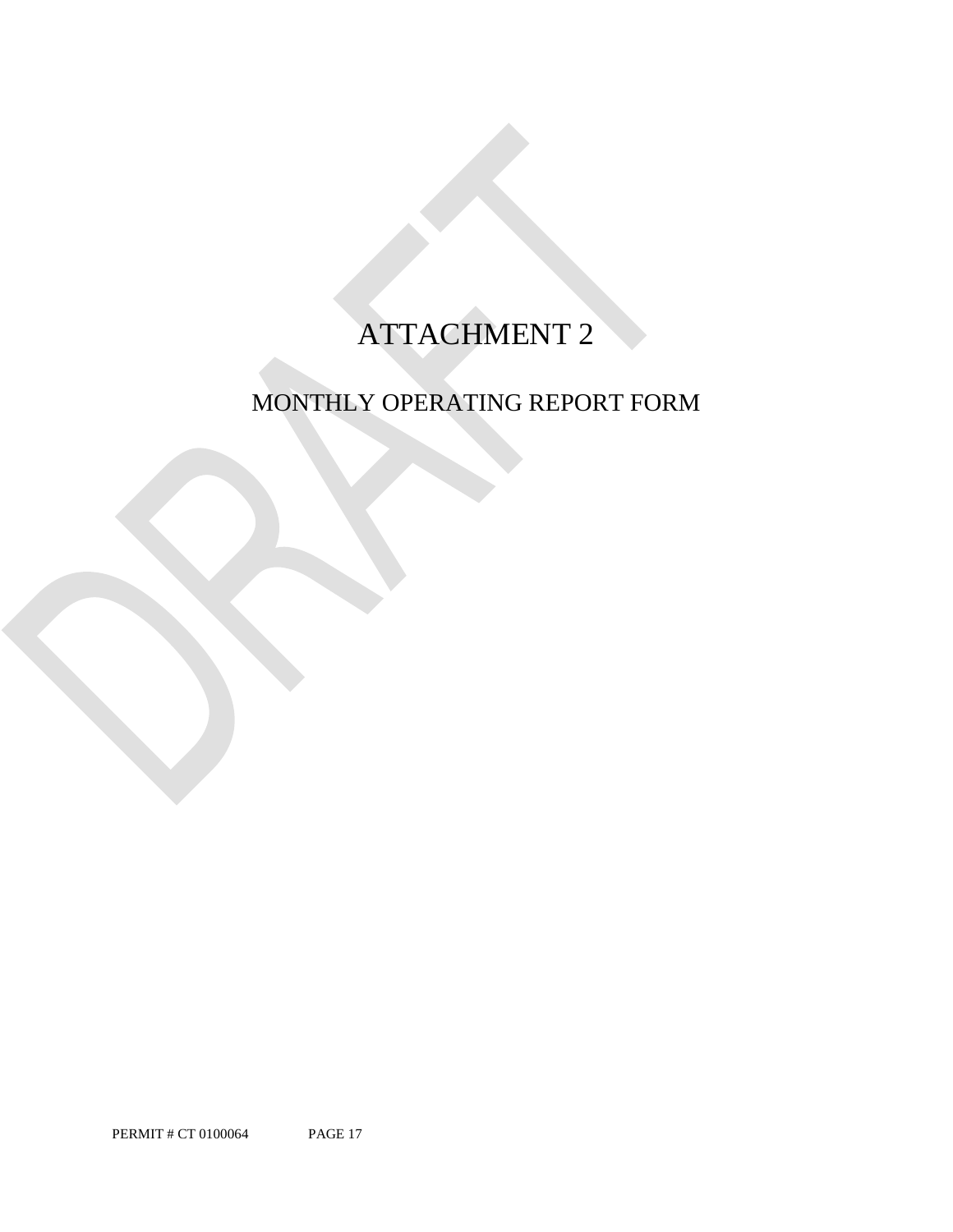# ATTACHMENT 2

## MONTHLY OPERATING REPORT FORM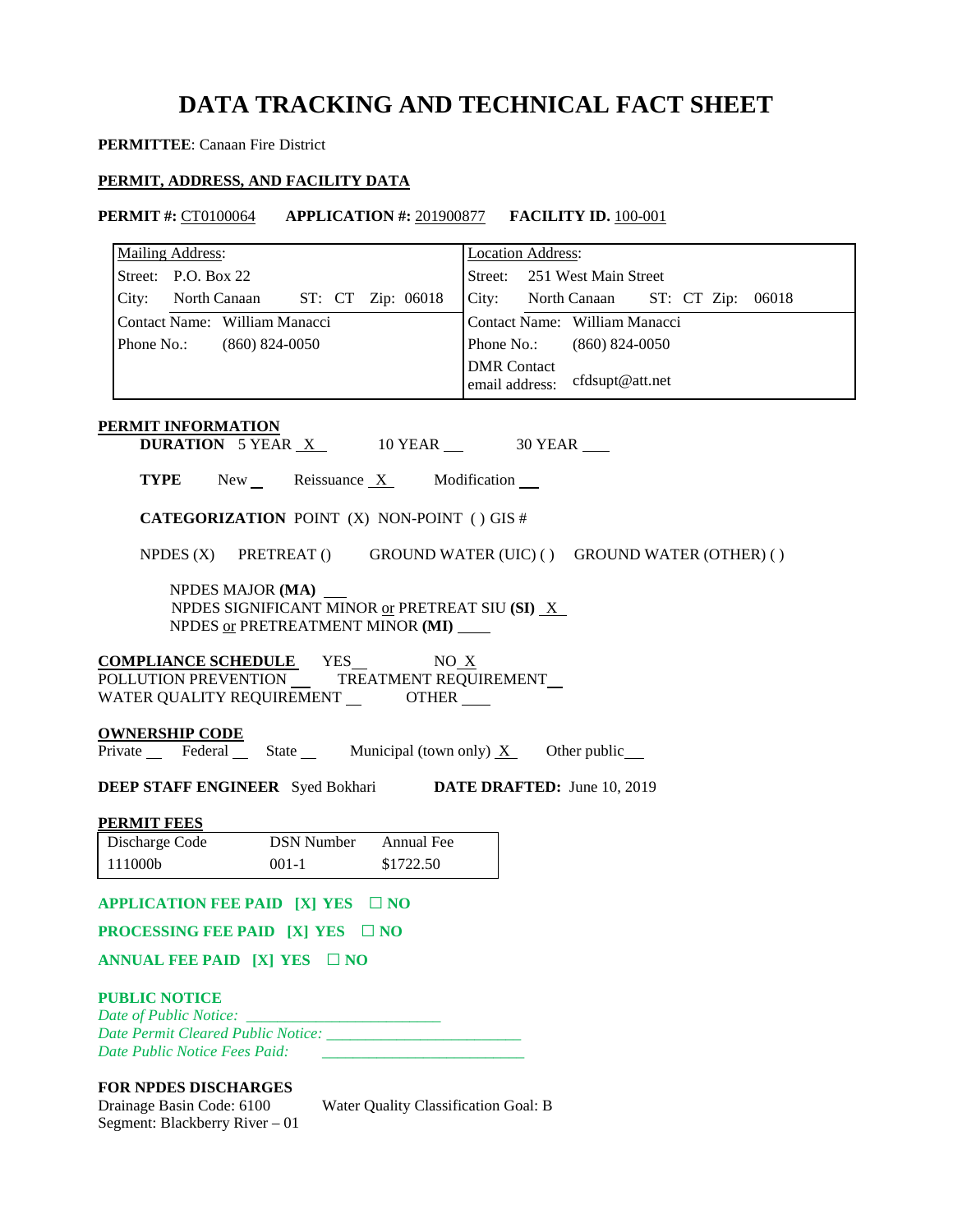# DATA TRACKING AND TECHNICAL FACT SHEET

**PERMITTEE**: Canaan Fire District

**PERMIT, ADDRESS, AND FACILITY DATA**

**PERMIT #:** CT0100064 **APPLICATION #:** 201900877 **FACILITY ID.** 100-001

| Mailing Address: | Location Address: |
|---|---|
| Street: P.O. Box 22 | Street: 251 West Main Street |
| City: North Canaan ST: CT Zip: 06018 | City: North Canaan ST: CT Zip: 06018 |
| Contact Name: William Manacci | Contact Name: William Manacci |
| Phone No.: (860) 824-0050 | Phone No.: (860) 824-0050 |
| | DMR Contact email address: cfdsupt@att.net |

**PERMIT INFORMATION**

**DURATION** 5 YEAR X 10 YEAR ___ 30 YEAR ___

**TYPE** New ___ Reissuance X Modification ___

**CATEGORIZATION** POINT (X) NON-POINT ( ) GIS #

NPDES (X) PRETREAT () GROUND WATER (UIC) ( ) GROUND WATER (OTHER) ( )

NPDES MAJOR **(MA)** ___
NPDES SIGNIFICANT MINOR or PRETREAT SIU **(SI)** X
NPDES or PRETREATMENT MINOR **(MI)** ___

**COMPLIANCE SCHEDULE** YES___ NO X
POLLUTION PREVENTION ___ TREATMENT REQUIREMENT___
WATER QUALITY REQUIREMENT ___ OTHER ___

**OWNERSHIP CODE**
Private ___ Federal ___ State ___ Municipal (town only) X Other public___

**DEEP STAFF ENGINEER** Syed Bokhari **DATE DRAFTED:** June 10, 2019

**PERMIT FEES**

| Discharge Code | DSN Number | Annual Fee |
|---|---|---|
| 111000b | 001-1 | $1722.50 |

**APPLICATION FEE PAID [X] YES ☐ NO**

**PROCESSING FEE PAID [X] YES ☐ NO**

**ANNUAL FEE PAID [X] YES ☐ NO**

**PUBLIC NOTICE**
*Date of Public Notice:* ___
*Date Permit Cleared Public Notice:* ___
*Date Public Notice Fees Paid:* ___

**FOR NPDES DISCHARGES**
Drainage Basin Code: 6100 Water Quality Classification Goal: B
Segment: Blackberry River – 01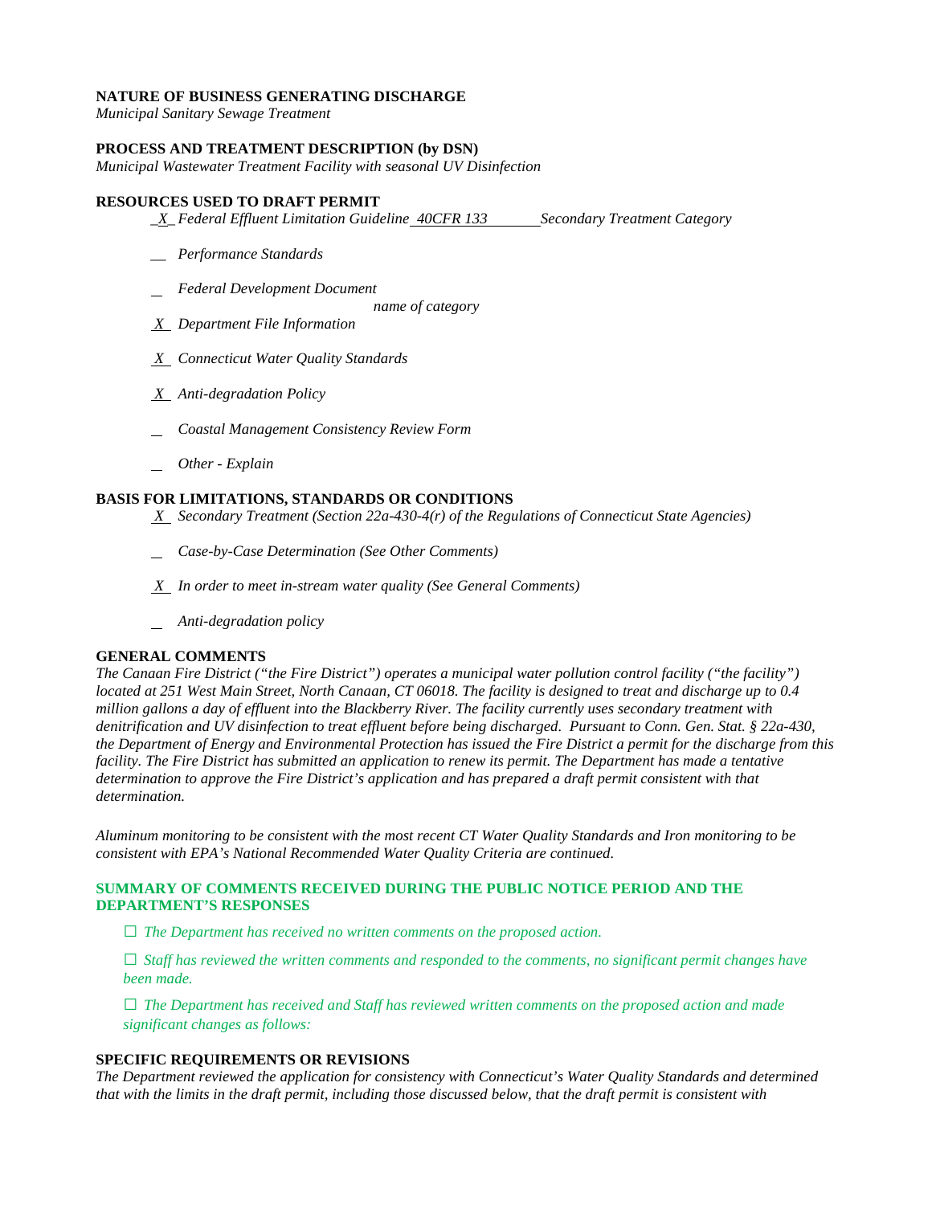**NATURE OF BUSINESS GENERATING DISCHARGE**
*Municipal Sanitary Sewage Treatment*

**PROCESS AND TREATMENT DESCRIPTION (by DSN)**
*Municipal Wastewater Treatment Facility with seasonal UV Disinfection*

**RESOURCES USED TO DRAFT PERMIT**

_X_ *Federal Effluent Limitation Guideline* _40CFR 133_ *Secondary Treatment Category*

__ *Performance Standards*

_ *Federal Development Document*
*name of category*

_X_ *Department File Information*

_X_ *Connecticut Water Quality Standards*

_X_ *Anti-degradation Policy*

_ *Coastal Management Consistency Review Form*

_ *Other - Explain*

**BASIS FOR LIMITATIONS, STANDARDS OR CONDITIONS**

_X_ *Secondary Treatment (Section 22a-430-4(r) of the Regulations of Connecticut State Agencies)*

_ *Case-by-Case Determination (See Other Comments)*

_X_ *In order to meet in-stream water quality (See General Comments)*

_ *Anti-degradation policy*

**GENERAL COMMENTS**
*The Canaan Fire District ("the Fire District") operates a municipal water pollution control facility ("the facility") located at 251 West Main Street, North Canaan, CT 06018. The facility is designed to treat and discharge up to 0.4 million gallons a day of effluent into the Blackberry River. The facility currently uses secondary treatment with denitrification and UV disinfection to treat effluent before being discharged. Pursuant to Conn. Gen. Stat. § 22a-430, the Department of Energy and Environmental Protection has issued the Fire District a permit for the discharge from this facility. The Fire District has submitted an application to renew its permit. The Department has made a tentative determination to approve the Fire District's application and has prepared a draft permit consistent with that determination.*

*Aluminum monitoring to be consistent with the most recent CT Water Quality Standards and Iron monitoring to be consistent with EPA's National Recommended Water Quality Criteria are continued.*

**SUMMARY OF COMMENTS RECEIVED DURING THE PUBLIC NOTICE PERIOD AND THE DEPARTMENT'S RESPONSES**

☐ *The Department has received no written comments on the proposed action.*

☐ *Staff has reviewed the written comments and responded to the comments, no significant permit changes have been made.*

☐ *The Department has received and Staff has reviewed written comments on the proposed action and made significant changes as follows:*

**SPECIFIC REQUIREMENTS OR REVISIONS**
*The Department reviewed the application for consistency with Connecticut's Water Quality Standards and determined that with the limits in the draft permit, including those discussed below, that the draft permit is consistent with*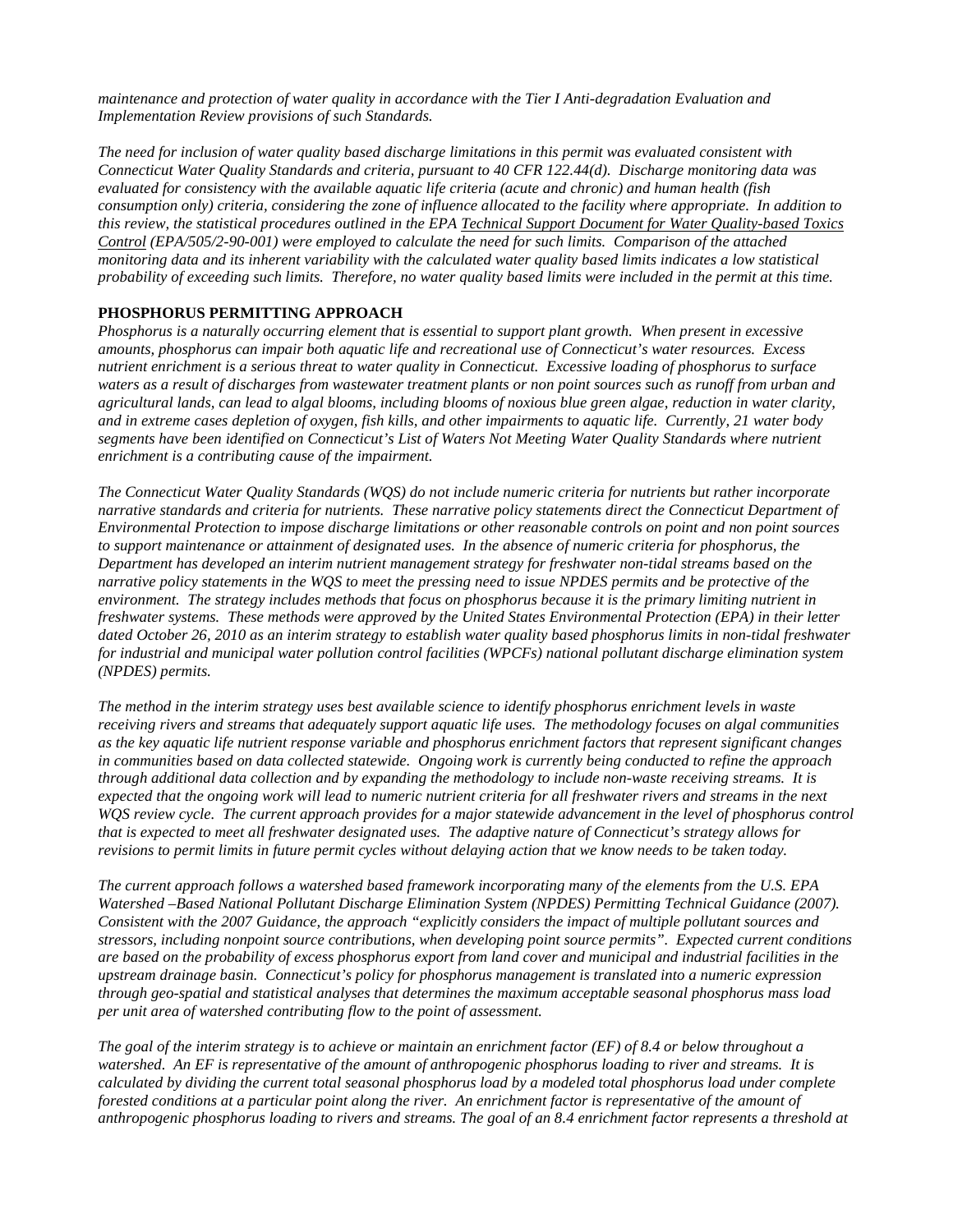*maintenance and protection of water quality in accordance with the Tier I Anti-degradation Evaluation and Implementation Review provisions of such Standards.*

*The need for inclusion of water quality based discharge limitations in this permit was evaluated consistent with Connecticut Water Quality Standards and criteria, pursuant to 40 CFR 122.44(d). Discharge monitoring data was evaluated for consistency with the available aquatic life criteria (acute and chronic) and human health (fish consumption only) criteria, considering the zone of influence allocated to the facility where appropriate. In addition to this review, the statistical procedures outlined in the EPA Technical Support Document for Water Quality-based Toxics Control (EPA/505/2-90-001) were employed to calculate the need for such limits. Comparison of the attached monitoring data and its inherent variability with the calculated water quality based limits indicates a low statistical probability of exceeding such limits. Therefore, no water quality based limits were included in the permit at this time.*

**PHOSPHORUS PERMITTING APPROACH**

*Phosphorus is a naturally occurring element that is essential to support plant growth. When present in excessive amounts, phosphorus can impair both aquatic life and recreational use of Connecticut's water resources. Excess nutrient enrichment is a serious threat to water quality in Connecticut. Excessive loading of phosphorus to surface waters as a result of discharges from wastewater treatment plants or non point sources such as runoff from urban and agricultural lands, can lead to algal blooms, including blooms of noxious blue green algae, reduction in water clarity, and in extreme cases depletion of oxygen, fish kills, and other impairments to aquatic life. Currently, 21 water body segments have been identified on Connecticut's List of Waters Not Meeting Water Quality Standards where nutrient enrichment is a contributing cause of the impairment.*

*The Connecticut Water Quality Standards (WQS) do not include numeric criteria for nutrients but rather incorporate narrative standards and criteria for nutrients. These narrative policy statements direct the Connecticut Department of Environmental Protection to impose discharge limitations or other reasonable controls on point and non point sources to support maintenance or attainment of designated uses. In the absence of numeric criteria for phosphorus, the Department has developed an interim nutrient management strategy for freshwater non-tidal streams based on the narrative policy statements in the WQS to meet the pressing need to issue NPDES permits and be protective of the environment. The strategy includes methods that focus on phosphorus because it is the primary limiting nutrient in freshwater systems. These methods were approved by the United States Environmental Protection (EPA) in their letter dated October 26, 2010 as an interim strategy to establish water quality based phosphorus limits in non-tidal freshwater for industrial and municipal water pollution control facilities (WPCFs) national pollutant discharge elimination system (NPDES) permits.*

*The method in the interim strategy uses best available science to identify phosphorus enrichment levels in waste receiving rivers and streams that adequately support aquatic life uses. The methodology focuses on algal communities as the key aquatic life nutrient response variable and phosphorus enrichment factors that represent significant changes in communities based on data collected statewide. Ongoing work is currently being conducted to refine the approach through additional data collection and by expanding the methodology to include non-waste receiving streams. It is expected that the ongoing work will lead to numeric nutrient criteria for all freshwater rivers and streams in the next WQS review cycle. The current approach provides for a major statewide advancement in the level of phosphorus control that is expected to meet all freshwater designated uses. The adaptive nature of Connecticut's strategy allows for revisions to permit limits in future permit cycles without delaying action that we know needs to be taken today.*

*The current approach follows a watershed based framework incorporating many of the elements from the U.S. EPA Watershed –Based National Pollutant Discharge Elimination System (NPDES) Permitting Technical Guidance (2007). Consistent with the 2007 Guidance, the approach "explicitly considers the impact of multiple pollutant sources and stressors, including nonpoint source contributions, when developing point source permits". Expected current conditions are based on the probability of excess phosphorus export from land cover and municipal and industrial facilities in the upstream drainage basin. Connecticut's policy for phosphorus management is translated into a numeric expression through geo-spatial and statistical analyses that determines the maximum acceptable seasonal phosphorus mass load per unit area of watershed contributing flow to the point of assessment.*

*The goal of the interim strategy is to achieve or maintain an enrichment factor (EF) of 8.4 or below throughout a watershed. An EF is representative of the amount of anthropogenic phosphorus loading to river and streams. It is calculated by dividing the current total seasonal phosphorus load by a modeled total phosphorus load under complete forested conditions at a particular point along the river. An enrichment factor is representative of the amount of anthropogenic phosphorus loading to rivers and streams. The goal of an 8.4 enrichment factor represents a threshold at*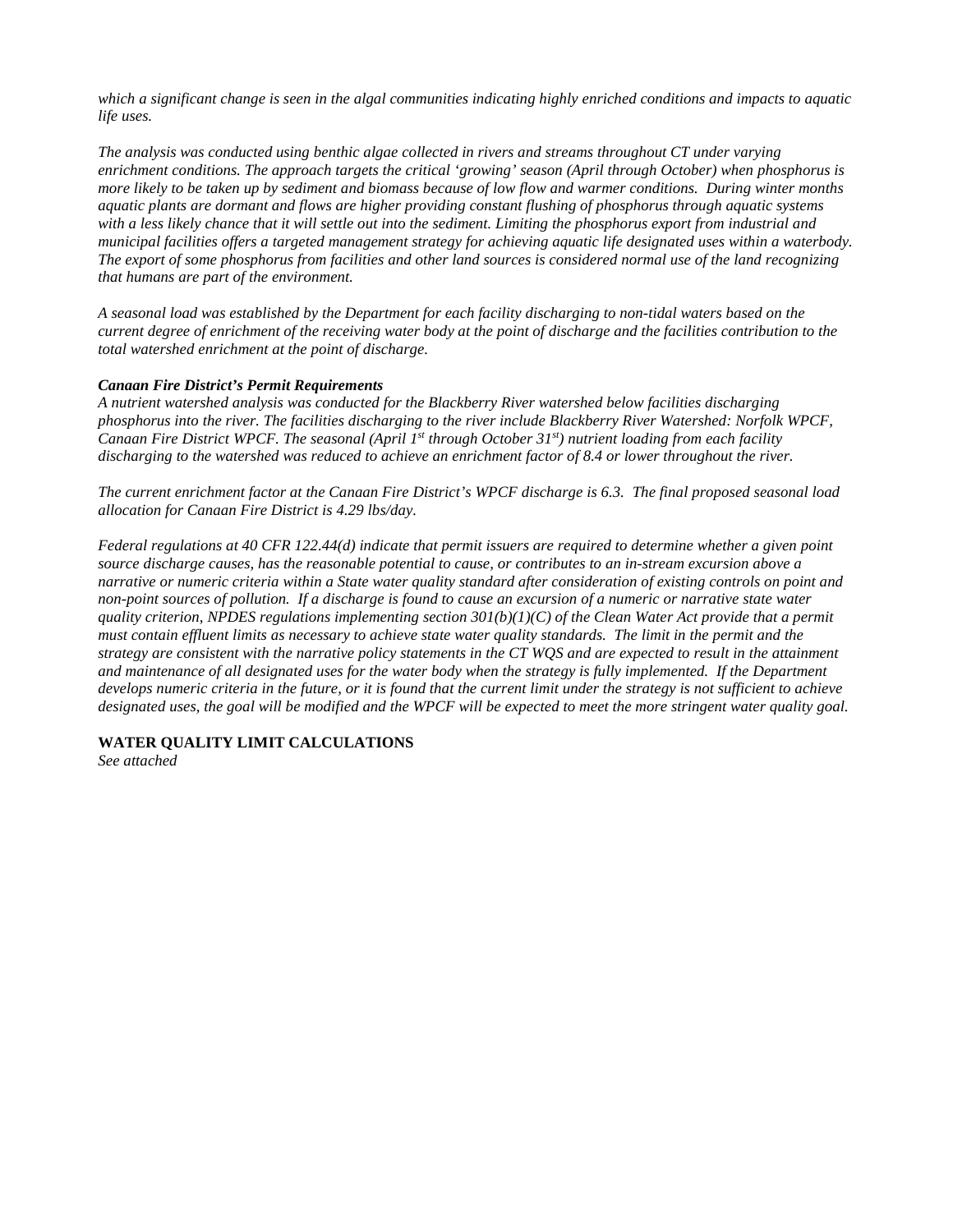*which a significant change is seen in the algal communities indicating highly enriched conditions and impacts to aquatic life uses.*

*The analysis was conducted using benthic algae collected in rivers and streams throughout CT under varying enrichment conditions. The approach targets the critical 'growing' season (April through October) when phosphorus is more likely to be taken up by sediment and biomass because of low flow and warmer conditions. During winter months aquatic plants are dormant and flows are higher providing constant flushing of phosphorus through aquatic systems with a less likely chance that it will settle out into the sediment. Limiting the phosphorus export from industrial and municipal facilities offers a targeted management strategy for achieving aquatic life designated uses within a waterbody. The export of some phosphorus from facilities and other land sources is considered normal use of the land recognizing that humans are part of the environment.*

*A seasonal load was established by the Department for each facility discharging to non-tidal waters based on the current degree of enrichment of the receiving water body at the point of discharge and the facilities contribution to the total watershed enrichment at the point of discharge.*

***Canaan Fire District's Permit Requirements***
*A nutrient watershed analysis was conducted for the Blackberry River watershed below facilities discharging phosphorus into the river. The facilities discharging to the river include Blackberry River Watershed: Norfolk WPCF, Canaan Fire District WPCF. The seasonal (April 1st through October 31st) nutrient loading from each facility discharging to the watershed was reduced to achieve an enrichment factor of 8.4 or lower throughout the river.*

*The current enrichment factor at the Canaan Fire District's WPCF discharge is 6.3. The final proposed seasonal load allocation for Canaan Fire District is 4.29 lbs/day.*

*Federal regulations at 40 CFR 122.44(d) indicate that permit issuers are required to determine whether a given point source discharge causes, has the reasonable potential to cause, or contributes to an in-stream excursion above a narrative or numeric criteria within a State water quality standard after consideration of existing controls on point and non-point sources of pollution. If a discharge is found to cause an excursion of a numeric or narrative state water quality criterion, NPDES regulations implementing section 301(b)(1)(C) of the Clean Water Act provide that a permit must contain effluent limits as necessary to achieve state water quality standards. The limit in the permit and the strategy are consistent with the narrative policy statements in the CT WQS and are expected to result in the attainment and maintenance of all designated uses for the water body when the strategy is fully implemented. If the Department develops numeric criteria in the future, or it is found that the current limit under the strategy is not sufficient to achieve designated uses, the goal will be modified and the WPCF will be expected to meet the more stringent water quality goal.*

**WATER QUALITY LIMIT CALCULATIONS**
*See attached*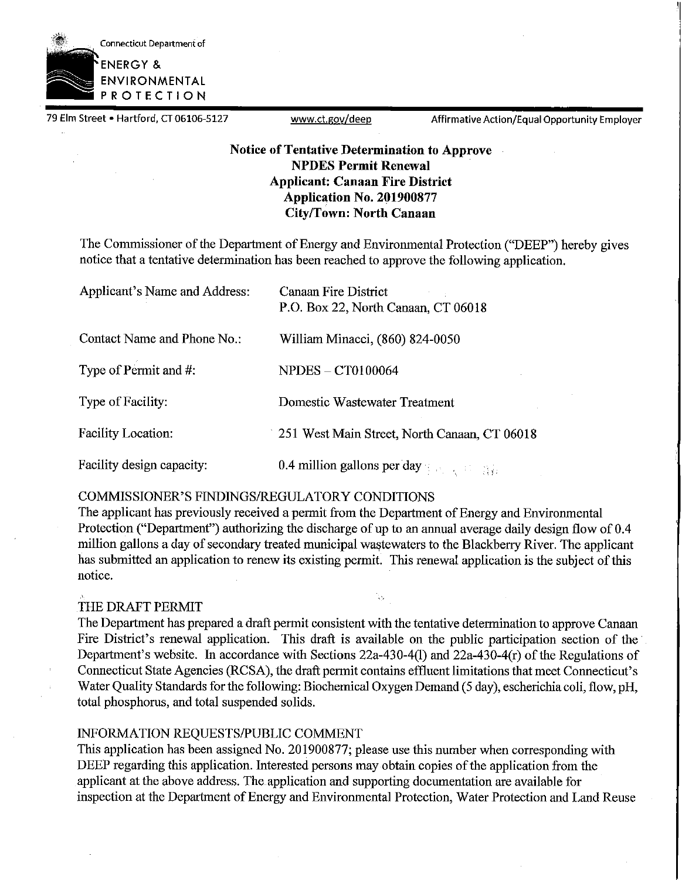Connecticut Department of

ENERGY & ENVIRONMENTAL PROTECTION

79 Elm Street • Hartford, CT 06106-5127    www.ct.gov/deep    Affirmative Action/Equal Opportunity Employer

**Notice of Tentative Determination to Approve**
**NPDES Permit Renewal**
**Applicant: Canaan Fire District**
**Application No. 201900877**
**City/Town: North Canaan**

The Commissioner of the Department of Energy and Environmental Protection ("DEEP") hereby gives notice that a tentative determination has been reached to approve the following application.

| | |
|---|---|
| Applicant's Name and Address: | Canaan Fire District<br>P.O. Box 22, North Canaan, CT 06018 |
| Contact Name and Phone No.: | William Minacci, (860) 824-0050 |
| Type of Permit and #: | NPDES – CT0100064 |
| Type of Facility: | Domestic Wastewater Treatment |
| Facility Location: | 251 West Main Street, North Canaan, CT 06018 |
| Facility design capacity: | 0.4 million gallons per day |

COMMISSIONER'S FINDINGS/REGULATORY CONDITIONS

The applicant has previously received a permit from the Department of Energy and Environmental Protection ("Department") authorizing the discharge of up to an annual average daily design flow of 0.4 million gallons a day of secondary treated municipal wastewaters to the Blackberry River. The applicant has submitted an application to renew its existing permit. This renewal application is the subject of this notice.

THE DRAFT PERMIT

The Department has prepared a draft permit consistent with the tentative determination to approve Canaan Fire District's renewal application. This draft is available on the public participation section of the Department's website. In accordance with Sections 22a-430-4(l) and 22a-430-4(r) of the Regulations of Connecticut State Agencies (RCSA), the draft permit contains effluent limitations that meet Connecticut's Water Quality Standards for the following: Biochemical Oxygen Demand (5 day), escherichia coli, flow, pH, total phosphorus, and total suspended solids.

INFORMATION REQUESTS/PUBLIC COMMENT

This application has been assigned No. 201900877; please use this number when corresponding with DEEP regarding this application. Interested persons may obtain copies of the application from the applicant at the above address. The application and supporting documentation are available for inspection at the Department of Energy and Environmental Protection, Water Protection and Land Reuse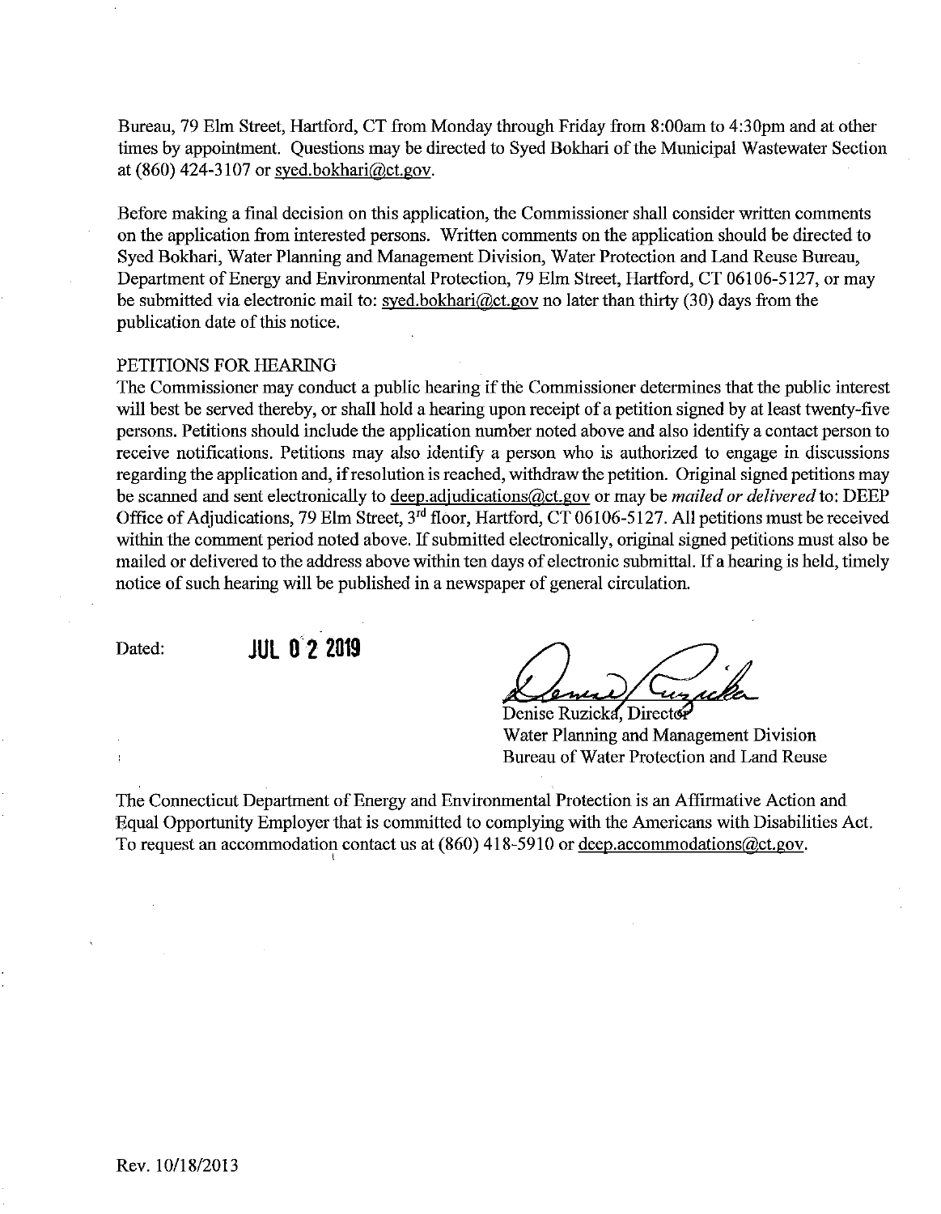Bureau, 79 Elm Street, Hartford, CT from Monday through Friday from 8:00am to 4:30pm and at other times by appointment. Questions may be directed to Syed Bokhari of the Municipal Wastewater Section at (860) 424-3107 or syed.bokhari@ct.gov.

Before making a final decision on this application, the Commissioner shall consider written comments on the application from interested persons. Written comments on the application should be directed to Syed Bokhari, Water Planning and Management Division, Water Protection and Land Reuse Bureau, Department of Energy and Environmental Protection, 79 Elm Street, Hartford, CT 06106-5127, or may be submitted via electronic mail to: syed.bokhari@ct.gov no later than thirty (30) days from the publication date of this notice.

PETITIONS FOR HEARING

The Commissioner may conduct a public hearing if the Commissioner determines that the public interest will best be served thereby, or shall hold a hearing upon receipt of a petition signed by at least twenty-five persons. Petitions should include the application number noted above and also identify a contact person to receive notifications. Petitions may also identify a person who is authorized to engage in discussions regarding the application and, if resolution is reached, withdraw the petition. Original signed petitions may be scanned and sent electronically to deep.adjudications@ct.gov or may be *mailed or delivered* to: DEEP Office of Adjudications, 79 Elm Street, 3rd floor, Hartford, CT 06106-5127. All petitions must be received within the comment period noted above. If submitted electronically, original signed petitions must also be mailed or delivered to the address above within ten days of electronic submittal. If a hearing is held, timely notice of such hearing will be published in a newspaper of general circulation.

Dated: **JUL 0 2 2019**

Denise Ruzicka, Director
Water Planning and Management Division
Bureau of Water Protection and Land Reuse

The Connecticut Department of Energy and Environmental Protection is an Affirmative Action and Equal Opportunity Employer that is committed to complying with the Americans with Disabilities Act. To request an accommodation contact us at (860) 418-5910 or deep.accommodations@ct.gov.

Rev. 10/18/2013